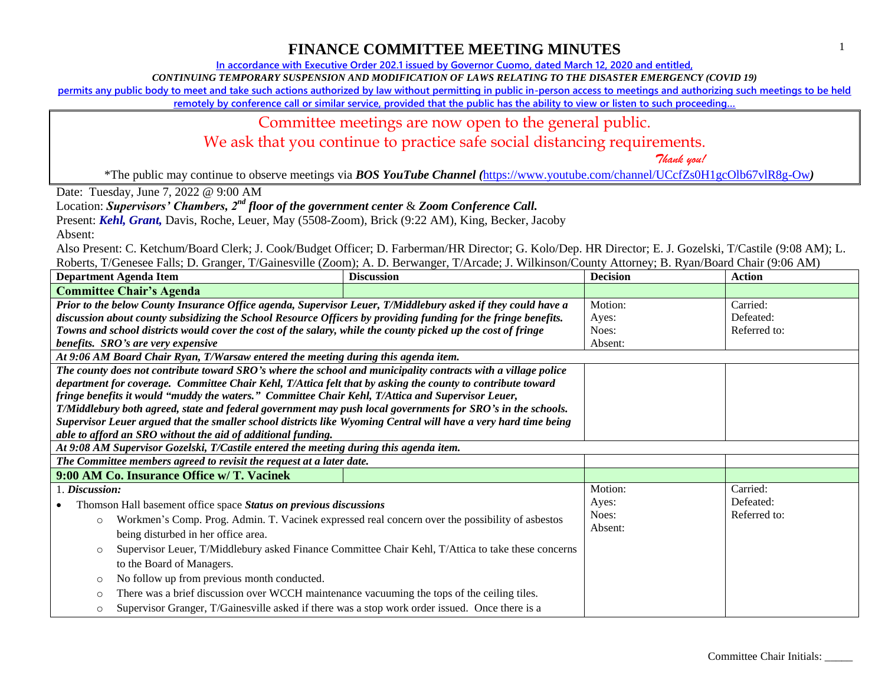# FINANCE COMMITTEE MEETING MINUTES

In accordance with Executive Order 202.1 issued by Governor Cuomo, dated March 12, 2020 and entitled,

*CONTINUING TEMPORARY SUSPENSION AND MODIFICATION OF LAWS RELATING TO THE DISASTER EMERGENCY (COVID 19)*

permits any public body to meet and take such actions authorized by law without permitting in public in-person access to meetings and authorizing such meetings to be held remotely by conference call or similar service, provided that the public has the ability to view or listen to such proceeding…

Committee meetings are now open to the general public.
We ask that you continue to practice safe social distancing requirements.
*Thank you!*

*The public may continue to observe meetings via ***BOS YouTube Channel (***https://www.youtube.com/channel/UCcfZs0H1gcOlb67vlR8g-Ow***)***

Date: Tuesday, June 7, 2022 @ 9:00 AM

Location: ***Supervisors' Chambers, 2nd floor of the government center*** & ***Zoom Conference Call.***

Present: ***Kehl, Grant,*** Davis, Roche, Leuer, May (5508-Zoom), Brick (9:22 AM), King, Becker, Jacoby

Absent:

Also Present: C. Ketchum/Board Clerk; J. Cook/Budget Officer; D. Farberman/HR Director; G. Kolo/Dep. HR Director; E. J. Gozelski, T/Castile (9:08 AM); L. Roberts, T/Genesee Falls; D. Granger, T/Gainesville (Zoom); A. D. Berwanger, T/Arcade; J. Wilkinson/County Attorney; B. Ryan/Board Chair (9:06 AM)

| Department Agenda Item | Discussion | Decision | Action |
|---|---|---|---|
| **Committee Chair's Agenda** | | | |
| ***Prior to the below County Insurance Office agenda, Supervisor Leuer, T/Middlebury asked if they could have a discussion about county subsidizing the School Resource Officers by providing funding for the fringe benefits. Towns and school districts would cover the cost of the salary, while the county picked up the cost of fringe benefits. SRO's are very expensive*** | | Motion:<br>Ayes:<br>Noes:<br>Absent: | Carried:<br>Defeated:<br>Referred to: |
| ***At 9:06 AM Board Chair Ryan, T/Warsaw entered the meeting during this agenda item.*** | | | |
| ***The county does not contribute toward SRO's where the school and municipality contracts with a village police department for coverage. Committee Chair Kehl, T/Attica felt that by asking the county to contribute toward fringe benefits it would "muddy the waters." Committee Chair Kehl, T/Attica and Supervisor Leuer, T/Middlebury both agreed, state and federal government may push local governments for SRO's in the schools. Supervisor Leuer argued that the smaller school districts like Wyoming Central will have a very hard time being able to afford an SRO without the aid of additional funding.*** | | | |
| ***At 9:08 AM Supervisor Gozelski, T/Castile entered the meeting during this agenda item.*** | | | |
| ***The Committee members agreed to revisit the request at a later date.*** | | | |
| **9:00 AM Co. Insurance Office w/ T. Vacinek** | | | |
| 1. ***Discussion:***<br>• Thomson Hall basement office space ***Status on previous discussions***<br>  ○ Workmen's Comp. Prog. Admin. T. Vacinek expressed real concern over the possibility of asbestos being disturbed in her office area.<br>  ○ Supervisor Leuer, T/Middlebury asked Finance Committee Chair Kehl, T/Attica to take these concerns to the Board of Managers.<br>  ○ No follow up from previous month conducted.<br>  ○ There was a brief discussion over WCCH maintenance vacuuming the tops of the ceiling tiles.<br>  ○ Supervisor Granger, T/Gainesville asked if there was a stop work order issued. Once there is a | | Motion:<br>Ayes:<br>Noes:<br>Absent: | Carried:<br>Defeated:<br>Referred to: |

Committee Chair Initials: _____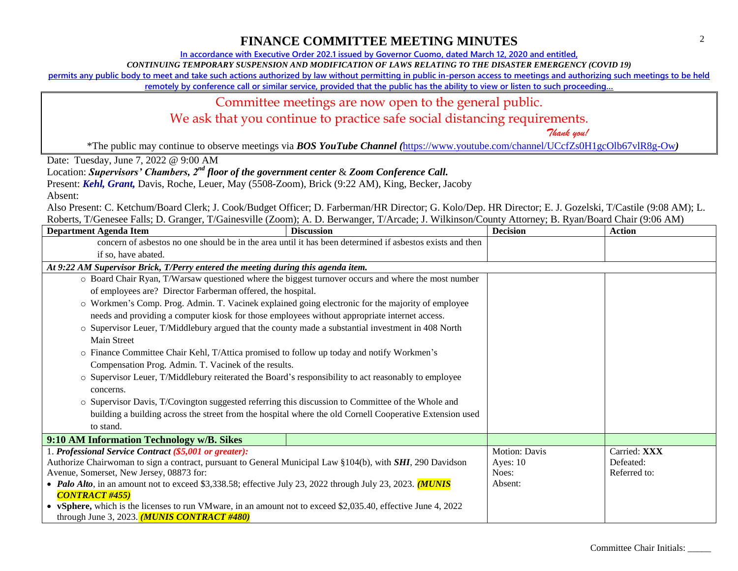# FINANCE COMMITTEE MEETING MINUTES

In accordance with Executive Order 202.1 issued by Governor Cuomo, dated March 12, 2020 and entitled,

*CONTINUING TEMPORARY SUSPENSION AND MODIFICATION OF LAWS RELATING TO THE DISASTER EMERGENCY (COVID 19)*

permits any public body to meet and take such actions authorized by law without permitting in public in-person access to meetings and authorizing such meetings to be held remotely by conference call or similar service, provided that the public has the ability to view or listen to such proceeding…

Committee meetings are now open to the general public.

We ask that you continue to practice safe social distancing requirements.

*Thank you!*

*The public may continue to observe meetings via ***BOS YouTube Channel (***https://www.youtube.com/channel/UCcfZs0H1gcOlb67vlR8g-Ow***)***

Date: Tuesday, June 7, 2022 @ 9:00 AM

Location: ***Supervisors' Chambers, 2nd floor of the government center*** & ***Zoom Conference Call.***

Present: ***Kehl, Grant,*** Davis, Roche, Leuer, May (5508-Zoom), Brick (9:22 AM), King, Becker, Jacoby

Absent:

Also Present: C. Ketchum/Board Clerk; J. Cook/Budget Officer; D. Farberman/HR Director; G. Kolo/Dep. HR Director; E. J. Gozelski, T/Castile (9:08 AM); L. Roberts, T/Genesee Falls; D. Granger, T/Gainesville (Zoom); A. D. Berwanger, T/Arcade; J. Wilkinson/County Attorney; B. Ryan/Board Chair (9:06 AM)

| Department Agenda Item | Discussion | Decision | Action |
|---|---|---|---|
| concern of asbestos no one should be in the area until it has been determined if asbestos exists and then if so, have abated. | | | |
| ***At 9:22 AM Supervisor Brick, T/Perry entered the meeting during this agenda item.*** | | | |
| ○ Board Chair Ryan, T/Warsaw questioned where the biggest turnover occurs and where the most number of employees are? Director Farberman offered, the hospital.<br>○ Workmen's Comp. Prog. Admin. T. Vacinek explained going electronic for the majority of employee needs and providing a computer kiosk for those employees without appropriate internet access.<br>○ Supervisor Leuer, T/Middlebury argued that the county made a substantial investment in 408 North Main Street<br>○ Finance Committee Chair Kehl, T/Attica promised to follow up today and notify Workmen's Compensation Prog. Admin. T. Vacinek of the results.<br>○ Supervisor Leuer, T/Middlebury reiterated the Board's responsibility to act reasonably to employee concerns.<br>○ Supervisor Davis, T/Covington suggested referring this discussion to Committee of the Whole and building a building across the street from the hospital where the old Cornell Cooperative Extension used to stand. | | | |
| **9:10 AM Information Technology w/B. Sikes** | | | |
| 1. ***Professional Service Contract ($5,001 or greater):***<br>Authorize Chairwoman to sign a contract, pursuant to General Municipal Law §104(b), with ***SHI***, 290 Davidson Avenue, Somerset, New Jersey, 08873 for:<br>• ***Palo Alto***, in an amount not to exceed \$3,338.58; effective July 23, 2022 through July 23, 2023. ***(MUNIS CONTRACT #455)***<br>• **vSphere,** which is the licenses to run VMware, in an amount not to exceed \$2,035.40, effective June 4, 2022 through June 3, 2023. ***(MUNIS CONTRACT #480)*** | | Motion: Davis<br>Ayes: 10<br>Noes:<br>Absent: | Carried: **XXX**<br>Defeated:<br>Referred to: |

Committee Chair Initials: _____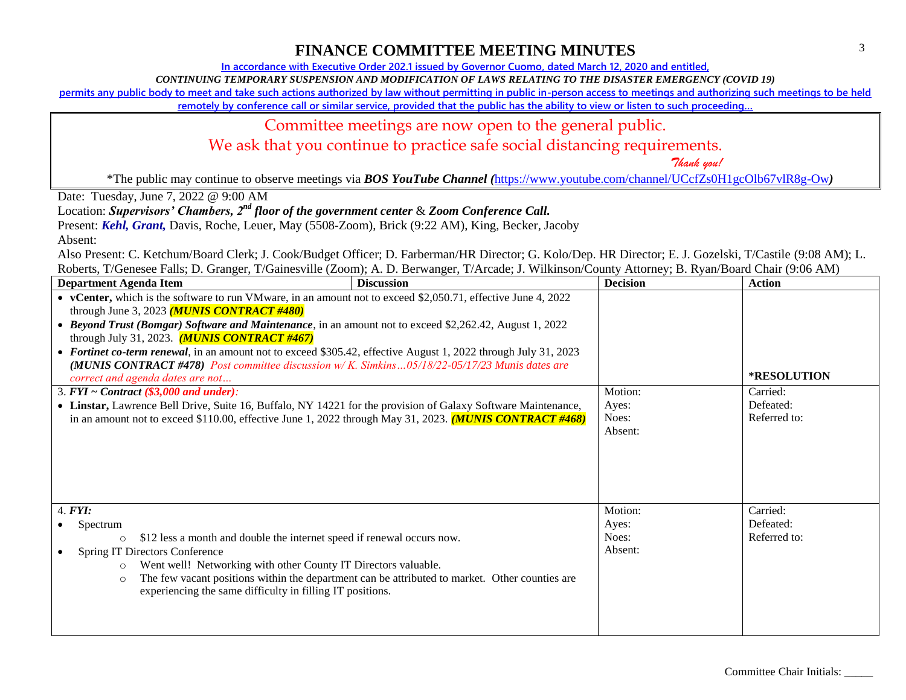# FINANCE COMMITTEE MEETING MINUTES

In accordance with Executive Order 202.1 issued by Governor Cuomo, dated March 12, 2020 and entitled,

*CONTINUING TEMPORARY SUSPENSION AND MODIFICATION OF LAWS RELATING TO THE DISASTER EMERGENCY (COVID 19)*

permits any public body to meet and take such actions authorized by law without permitting in public in-person access to meetings and authorizing such meetings to be held remotely by conference call or similar service, provided that the public has the ability to view or listen to such proceeding…

Committee meetings are now open to the general public.

We ask that you continue to practice safe social distancing requirements.

*Thank you!*

*The public may continue to observe meetings via ***BOS YouTube Channel (***https://www.youtube.com/channel/UCcfZs0H1gcOlb67vlR8g-Ow***)***

Date: Tuesday, June 7, 2022 @ 9:00 AM

Location: ***Supervisors' Chambers, 2nd floor of the government center*** & ***Zoom Conference Call.***

Present: ***Kehl, Grant,*** Davis, Roche, Leuer, May (5508-Zoom), Brick (9:22 AM), King, Becker, Jacoby

Absent:

Also Present: C. Ketchum/Board Clerk; J. Cook/Budget Officer; D. Farberman/HR Director; G. Kolo/Dep. HR Director; E. J. Gozelski, T/Castile (9:08 AM); L. Roberts, T/Genesee Falls; D. Granger, T/Gainesville (Zoom); A. D. Berwanger, T/Arcade; J. Wilkinson/County Attorney; B. Ryan/Board Chair (9:06 AM)

| Department Agenda Item / Discussion | Decision | Action |
|---|---|---|
| • **vCenter,** which is the software to run VMware, in an amount not to exceed $2,050.71, effective June 4, 2022 through June 3, 2023 ***(MUNIS CONTRACT #480)***<br>• ***Beyond Trust (Bomgar) Software and Maintenance***, in an amount not to exceed $2,262.42, August 1, 2022 through July 31, 2023. ***(MUNIS CONTRACT #467)***<br>• ***Fortinet co-term renewal***, in an amount not to exceed $305.42, effective August 1, 2022 through July 31, 2023 ***(MUNIS CONTRACT #478)*** *Post committee discussion w/ K. Simkins…05/18/22-05/17/23 Munis dates are correct and agenda dates are not…* | | **\*RESOLUTION** |
| 3. ***FYI ~ Contract ($3,000 and under):***<br>• **Linstar,** Lawrence Bell Drive, Suite 16, Buffalo, NY 14221 for the provision of Galaxy Software Maintenance, in an amount not to exceed $110.00, effective June 1, 2022 through May 31, 2023. ***(MUNIS CONTRACT #468)*** | Motion:<br>Ayes:<br>Noes:<br>Absent: | Carried:<br>Defeated:<br>Referred to: |
| 4. ***FYI:***<br>• Spectrum<br>  ○ $12 less a month and double the internet speed if renewal occurs now.<br>• Spring IT Directors Conference<br>  ○ Went well! Networking with other County IT Directors valuable.<br>  ○ The few vacant positions within the department can be attributed to market. Other counties are experiencing the same difficulty in filling IT positions. | Motion:<br>Ayes:<br>Noes:<br>Absent: | Carried:<br>Defeated:<br>Referred to: |

Committee Chair Initials: _____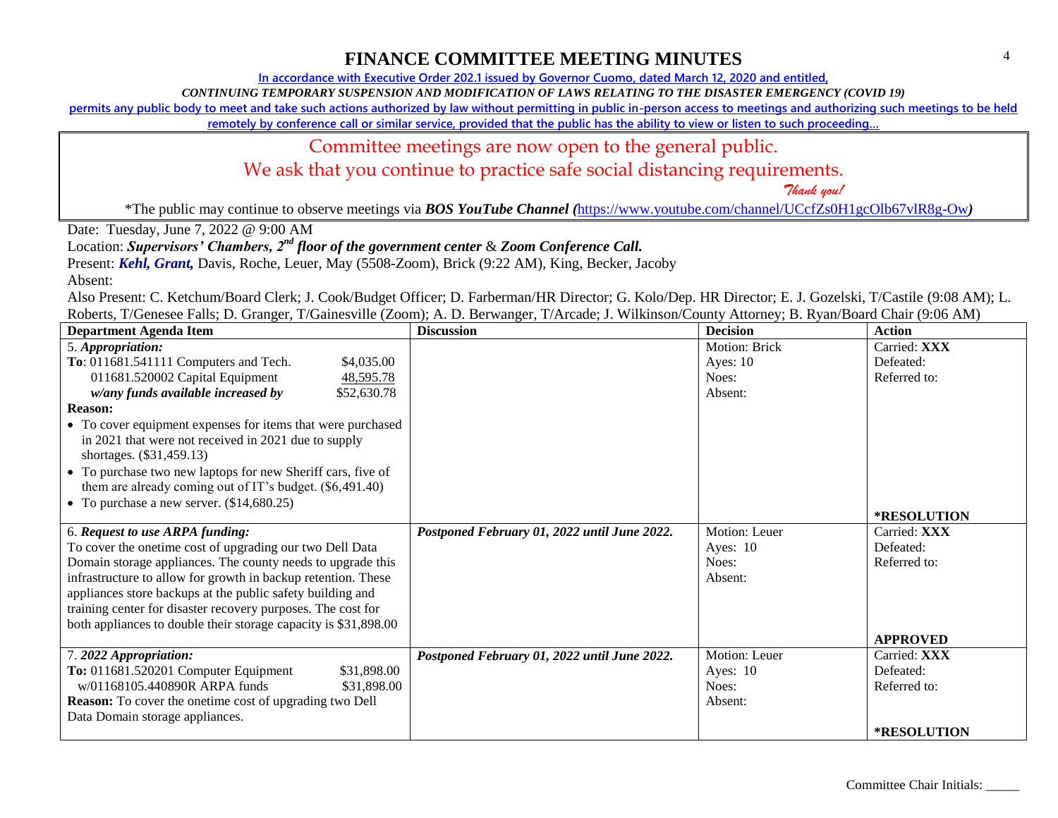# FINANCE COMMITTEE MEETING MINUTES

**In accordance with Executive Order 202.1 issued by Governor Cuomo, dated March 12, 2020 and entitled,**

***CONTINUING TEMPORARY SUSPENSION AND MODIFICATION OF LAWS RELATING TO THE DISASTER EMERGENCY (COVID 19)***

**permits any public body to meet and take such actions authorized by law without permitting in public in-person access to meetings and authorizing such meetings to be held remotely by conference call or similar service, provided that the public has the ability to view or listen to such proceeding…**

Committee meetings are now open to the general public.

We ask that you continue to practice safe social distancing requirements.

*Thank you!*

*The public may continue to observe meetings via ***BOS YouTube Channel (***https://www.youtube.com/channel/UCcfZs0H1gcOlb67vlR8g-Ow***)***

Date: Tuesday, June 7, 2022 @ 9:00 AM

Location: ***Supervisors' Chambers, 2nd floor of the government center*** & ***Zoom Conference Call.***

Present: ***Kehl, Grant,*** Davis, Roche, Leuer, May (5508-Zoom), Brick (9:22 AM), King, Becker, Jacoby

Absent:

Also Present: C. Ketchum/Board Clerk; J. Cook/Budget Officer; D. Farberman/HR Director; G. Kolo/Dep. HR Director; E. J. Gozelski, T/Castile (9:08 AM); L. Roberts, T/Genesee Falls; D. Granger, T/Gainesville (Zoom); A. D. Berwanger, T/Arcade; J. Wilkinson/County Attorney; B. Ryan/Board Chair (9:06 AM)

| Department Agenda Item | Discussion | Decision | Action |
|---|---|---|---|
| 5. ***Appropriation:***<br>**To**: 011681.541111 Computers and Tech. $4,035.00<br>011681.520002 Capital Equipment 48,595.78<br>***w/any funds available increased by*** $52,630.78<br>**Reason:**<br>• To cover equipment expenses for items that were purchased in 2021 that were not received in 2021 due to supply shortages. ($31,459.13)<br>• To purchase two new laptops for new Sheriff cars, five of them are already coming out of IT's budget. ($6,491.40)<br>• To purchase a new server. ($14,680.25) | | Motion: Brick<br>Ayes: 10<br>Noes:<br>Absent: | Carried: **XXX**<br>Defeated:<br>Referred to:<br><br>***RESOLUTION** |
| 6. ***Request to use ARPA funding:***<br>To cover the onetime cost of upgrading our two Dell Data Domain storage appliances. The county needs to upgrade this infrastructure to allow for growth in backup retention. These appliances store backups at the public safety building and training center for disaster recovery purposes. The cost for both appliances to double their storage capacity is $31,898.00 | ***Postponed February 01, 2022 until June 2022.*** | Motion: Leuer<br>Ayes: 10<br>Noes:<br>Absent: | Carried: **XXX**<br>Defeated:<br>Referred to:<br><br>**APPROVED** |
| 7. ***2022 Appropriation:***<br>**To:** 011681.520201 Computer Equipment $31,898.00<br>w/01168105.440890R ARPA funds $31,898.00<br>**Reason:** To cover the onetime cost of upgrading two Dell Data Domain storage appliances. | ***Postponed February 01, 2022 until June 2022.*** | Motion: Leuer<br>Ayes: 10<br>Noes:<br>Absent: | Carried: **XXX**<br>Defeated:<br>Referred to:<br><br>***RESOLUTION** |

Committee Chair Initials: _____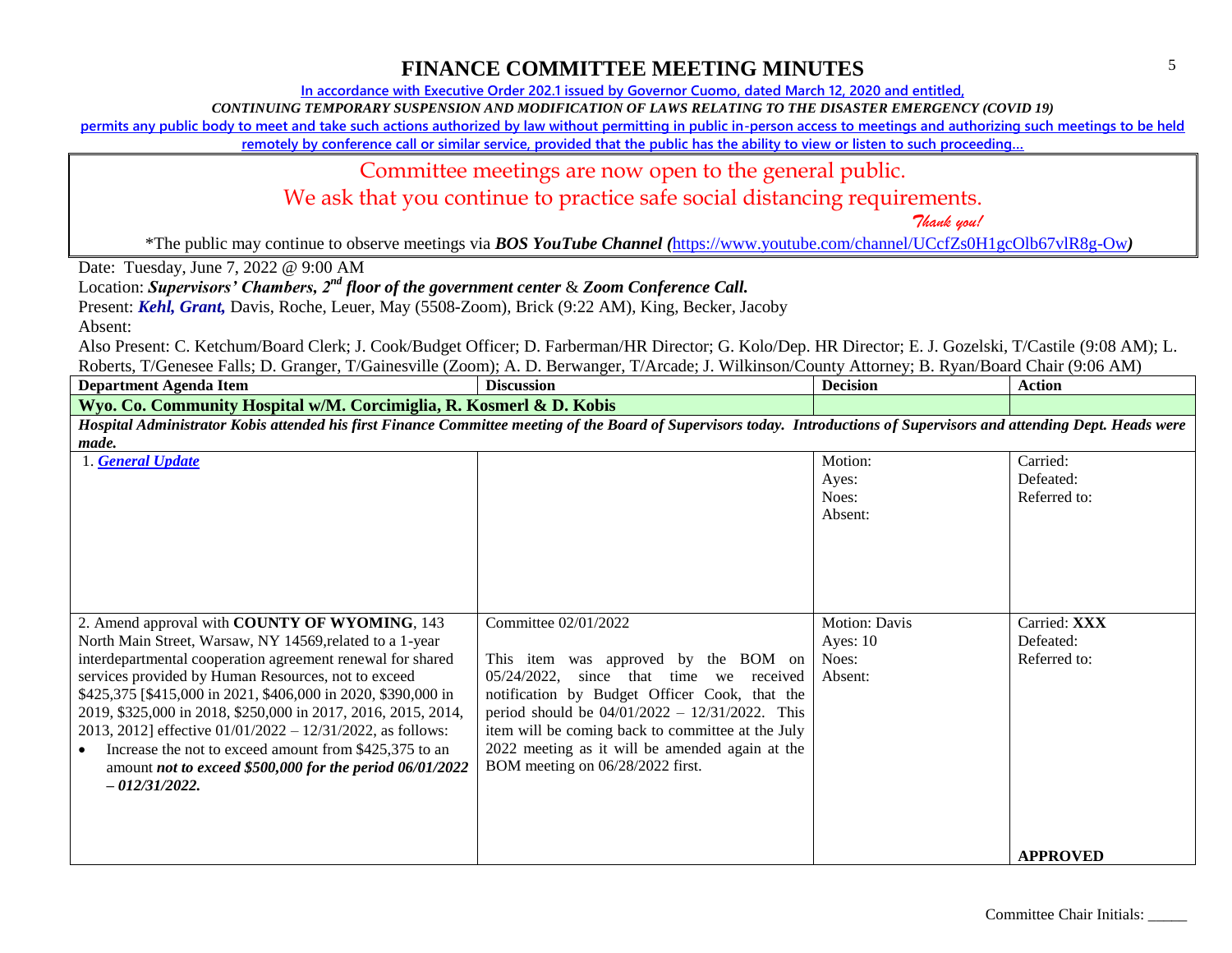# FINANCE COMMITTEE MEETING MINUTES

In accordance with Executive Order 202.1 issued by Governor Cuomo, dated March 12, 2020 and entitled,

*CONTINUING TEMPORARY SUSPENSION AND MODIFICATION OF LAWS RELATING TO THE DISASTER EMERGENCY (COVID 19)*

permits any public body to meet and take such actions authorized by law without permitting in public in-person access to meetings and authorizing such meetings to be held remotely by conference call or similar service, provided that the public has the ability to view or listen to such proceeding…

Committee meetings are now open to the general public.

We ask that you continue to practice safe social distancing requirements.

*Thank you!*

*The public may continue to observe meetings via ***BOS YouTube Channel (***https://www.youtube.com/channel/UCcfZs0H1gcOlb67vlR8g-Ow***)***

Date: Tuesday, June 7, 2022 @ 9:00 AM

Location: ***Supervisors' Chambers, 2nd floor of the government center*** & ***Zoom Conference Call.***

Present: ***Kehl, Grant,*** Davis, Roche, Leuer, May (5508-Zoom), Brick (9:22 AM), King, Becker, Jacoby

Absent:

Also Present: C. Ketchum/Board Clerk; J. Cook/Budget Officer; D. Farberman/HR Director; G. Kolo/Dep. HR Director; E. J. Gozelski, T/Castile (9:08 AM); L. Roberts, T/Genesee Falls; D. Granger, T/Gainesville (Zoom); A. D. Berwanger, T/Arcade; J. Wilkinson/County Attorney; B. Ryan/Board Chair (9:06 AM)

| Department Agenda Item | Discussion | Decision | Action |
|---|---|---|---|
| **Wyo. Co. Community Hospital w/M. Corcimiglia, R. Kosmerl & D. Kobis** | | | |
| ***Hospital Administrator Kobis attended his first Finance Committee meeting of the Board of Supervisors today. Introductions of Supervisors and attending Dept. Heads were made.*** | | | |
| 1. ***General Update*** | | Motion:<br>Ayes:<br>Noes:<br>Absent: | Carried:<br>Defeated:<br>Referred to: |
| 2. Amend approval with **COUNTY OF WYOMING**, 143 North Main Street, Warsaw, NY 14569,related to a 1-year interdepartmental cooperation agreement renewal for shared services provided by Human Resources, not to exceed $425,375 [$415,000 in 2021, $406,000 in 2020, $390,000 in 2019, $325,000 in 2018, $250,000 in 2017, 2016, 2015, 2014, 2013, 2012] effective 01/01/2022 – 12/31/2022, as follows:<br>• Increase the not to exceed amount from $425,375 to an amount ***not to exceed $500,000 for the period 06/01/2022 – 012/31/2022.*** | Committee 02/01/2022<br><br>This item was approved by the BOM on 05/24/2022, since that time we received notification by Budget Officer Cook, that the period should be 04/01/2022 – 12/31/2022. This item will be coming back to committee at the July 2022 meeting as it will be amended again at the BOM meeting on 06/28/2022 first. | Motion: Davis<br>Ayes: 10<br>Noes:<br>Absent: | Carried: **XXX**<br>Defeated:<br>Referred to:<br><br>**APPROVED** |

Committee Chair Initials: _____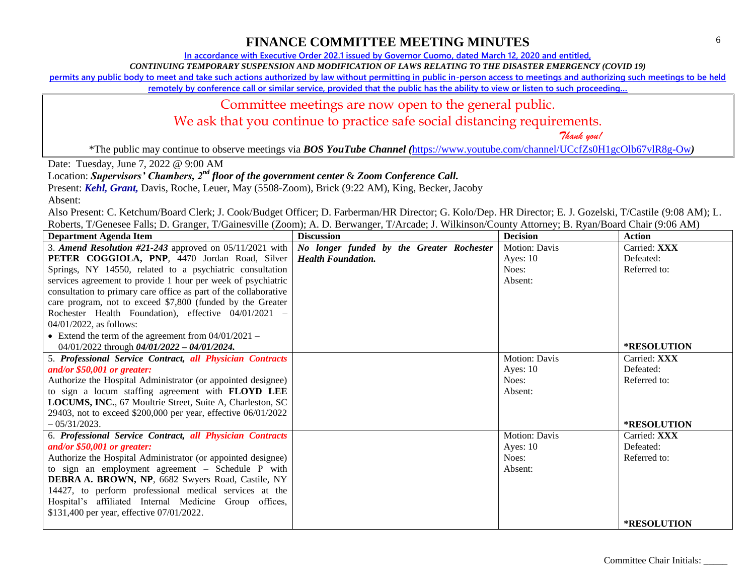# FINANCE COMMITTEE MEETING MINUTES

In accordance with Executive Order 202.1 issued by Governor Cuomo, dated March 12, 2020 and entitled,

*CONTINUING TEMPORARY SUSPENSION AND MODIFICATION OF LAWS RELATING TO THE DISASTER EMERGENCY (COVID 19)*

permits any public body to meet and take such actions authorized by law without permitting in public in-person access to meetings and authorizing such meetings to be held remotely by conference call or similar service, provided that the public has the ability to view or listen to such proceeding…

Committee meetings are now open to the general public.
We ask that you continue to practice safe social distancing requirements.
*Thank you!*

*The public may continue to observe meetings via ***BOS YouTube Channel (***https://www.youtube.com/channel/UCcfZs0H1gcOlb67vlR8g-Ow***)***

Date: Tuesday, June 7, 2022 @ 9:00 AM

Location: ***Supervisors' Chambers, 2nd floor of the government center*** & ***Zoom Conference Call.***

Present: ***Kehl, Grant,*** Davis, Roche, Leuer, May (5508-Zoom), Brick (9:22 AM), King, Becker, Jacoby

Absent:

Also Present: C. Ketchum/Board Clerk; J. Cook/Budget Officer; D. Farberman/HR Director; G. Kolo/Dep. HR Director; E. J. Gozelski, T/Castile (9:08 AM); L. Roberts, T/Genesee Falls; D. Granger, T/Gainesville (Zoom); A. D. Berwanger, T/Arcade; J. Wilkinson/County Attorney; B. Ryan/Board Chair (9:06 AM)

| Department Agenda Item | Discussion | Decision | Action |
|---|---|---|---|
| 3. ***Amend Resolution #21-243*** approved on 05/11/2021 with **PETER COGGIOLA, PNP**, 4470 Jordan Road, Silver Springs, NY 14550, related to a psychiatric consultation services agreement to provide 1 hour per week of psychiatric consultation to primary care office as part of the collaborative care program, not to exceed $7,800 (funded by the Greater Rochester Health Foundation), effective 04/01/2021 – 04/01/2022, as follows:<br>• Extend the term of the agreement from 04/01/2021 – 04/01/2022 through ***04/01/2022 – 04/01/2024.*** | ***No longer funded by the Greater Rochester Health Foundation.*** | Motion: Davis<br>Ayes: 10<br>Noes:<br>Absent: | Carried: **XXX**<br>Defeated:<br>Referred to:<br>**\*RESOLUTION** |
| 5. ***Professional Service Contract, all Physician Contracts and/or $50,001 or greater:***<br>Authorize the Hospital Administrator (or appointed designee) to sign a locum staffing agreement with **FLOYD LEE LOCUMS, INC.**, 67 Moultrie Street, Suite A, Charleston, SC 29403, not to exceed $200,000 per year, effective 06/01/2022 – 05/31/2023. | | Motion: Davis<br>Ayes: 10<br>Noes:<br>Absent: | Carried: **XXX**<br>Defeated:<br>Referred to:<br>**\*RESOLUTION** |
| 6. ***Professional Service Contract, all Physician Contracts and/or $50,001 or greater:***<br>Authorize the Hospital Administrator (or appointed designee) to sign an employment agreement – Schedule P with **DEBRA A. BROWN, NP**, 6682 Swyers Road, Castile, NY 14427, to perform professional medical services at the Hospital's affiliated Internal Medicine Group offices, $131,400 per year, effective 07/01/2022. | | Motion: Davis<br>Ayes: 10<br>Noes:<br>Absent: | Carried: **XXX**<br>Defeated:<br>Referred to:<br>**\*RESOLUTION** |

Committee Chair Initials: _____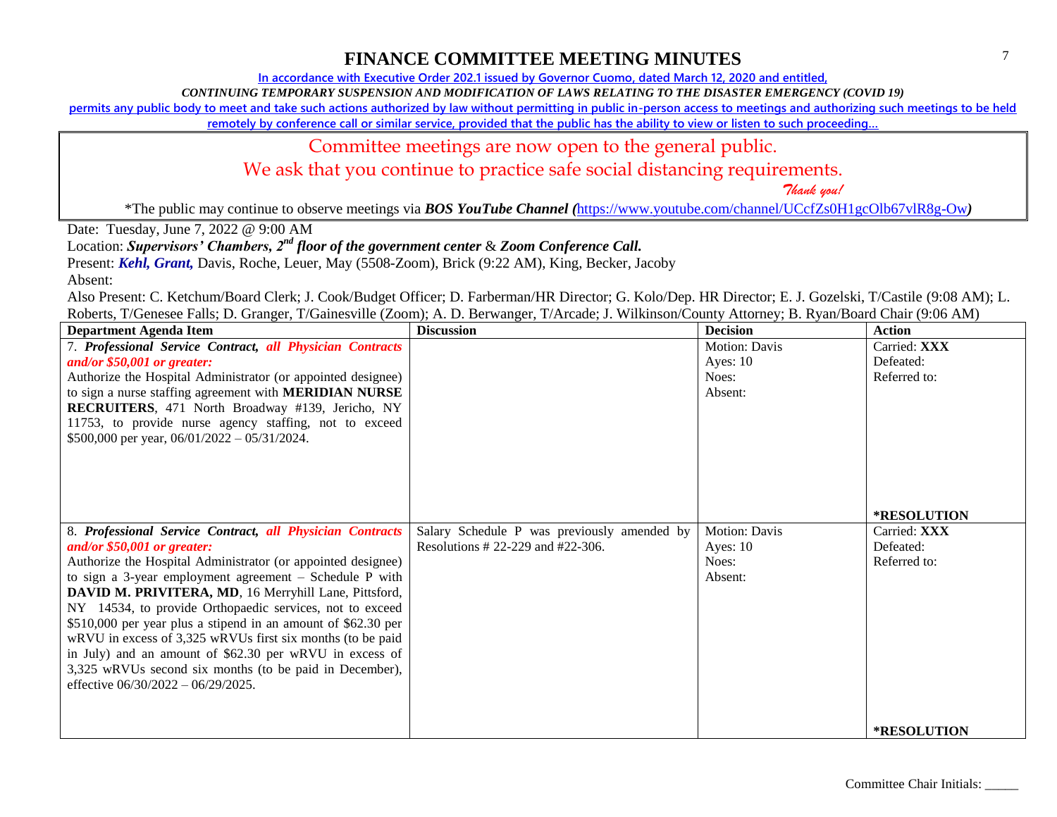# FINANCE COMMITTEE MEETING MINUTES

In accordance with Executive Order 202.1 issued by Governor Cuomo, dated March 12, 2020 and entitled,

*CONTINUING TEMPORARY SUSPENSION AND MODIFICATION OF LAWS RELATING TO THE DISASTER EMERGENCY (COVID 19)*

permits any public body to meet and take such actions authorized by law without permitting in public in-person access to meetings and authorizing such meetings to be held remotely by conference call or similar service, provided that the public has the ability to view or listen to such proceeding…

Committee meetings are now open to the general public.

We ask that you continue to practice safe social distancing requirements.

*Thank you!*

*The public may continue to observe meetings via ***BOS YouTube Channel (***https://www.youtube.com/channel/UCcfZs0H1gcOlb67vlR8g-Ow***)***

Date: Tuesday, June 7, 2022 @ 9:00 AM

Location: ***Supervisors' Chambers, 2nd floor of the government center*** & ***Zoom Conference Call.***

Present: ***Kehl, Grant,*** Davis, Roche, Leuer, May (5508-Zoom), Brick (9:22 AM), King, Becker, Jacoby

Absent:

Also Present: C. Ketchum/Board Clerk; J. Cook/Budget Officer; D. Farberman/HR Director; G. Kolo/Dep. HR Director; E. J. Gozelski, T/Castile (9:08 AM); L. Roberts, T/Genesee Falls; D. Granger, T/Gainesville (Zoom); A. D. Berwanger, T/Arcade; J. Wilkinson/County Attorney; B. Ryan/Board Chair (9:06 AM)

| Department Agenda Item | Discussion | Decision | Action |
|---|---|---|---|
| 7. ***Professional Service Contract, all Physician Contracts and/or $50,001 or greater:*** Authorize the Hospital Administrator (or appointed designee) to sign a nurse staffing agreement with **MERIDIAN NURSE RECRUITERS**, 471 North Broadway #139, Jericho, NY 11753, to provide nurse agency staffing, not to exceed $500,000 per year, 06/01/2022 – 05/31/2024. | | Motion: Davis<br>Ayes: 10<br>Noes:<br>Absent: | Carried: **XXX**<br>Defeated:<br>Referred to:<br><br>**\*RESOLUTION** |
| 8. ***Professional Service Contract, all Physician Contracts and/or $50,001 or greater:*** Authorize the Hospital Administrator (or appointed designee) to sign a 3-year employment agreement – Schedule P with **DAVID M. PRIVITERA, MD**, 16 Merryhill Lane, Pittsford, NY 14534, to provide Orthopaedic services, not to exceed $510,000 per year plus a stipend in an amount of $62.30 per wRVU in excess of 3,325 wRVUs first six months (to be paid in July) and an amount of $62.30 per wRVU in excess of 3,325 wRVUs second six months (to be paid in December), effective 06/30/2022 – 06/29/2025. | Salary Schedule P was previously amended by Resolutions # 22-229 and #22-306. | Motion: Davis<br>Ayes: 10<br>Noes:<br>Absent: | Carried: **XXX**<br>Defeated:<br>Referred to:<br><br>**\*RESOLUTION** |

Committee Chair Initials: _____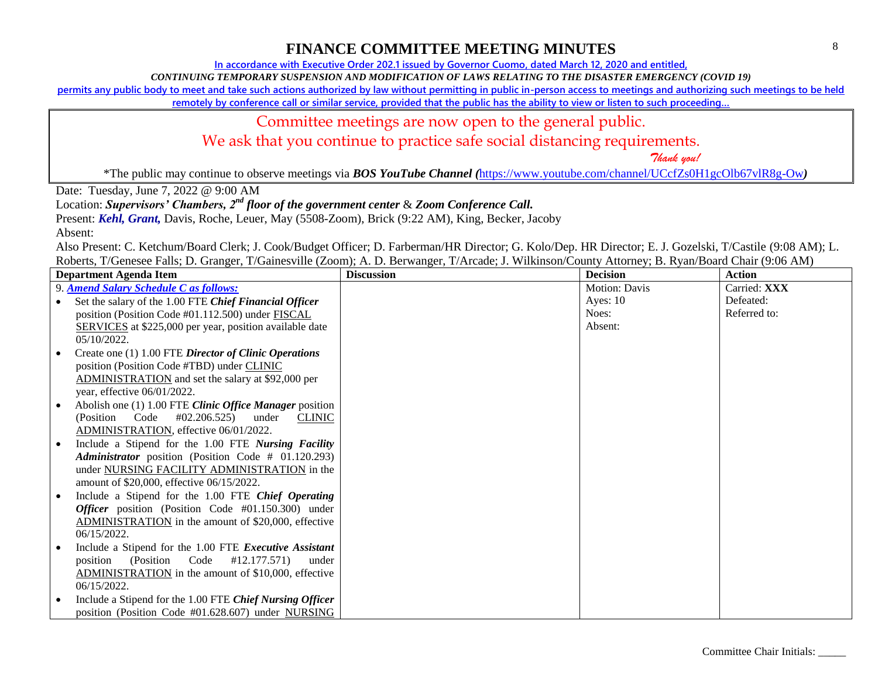# FINANCE COMMITTEE MEETING MINUTES

**In accordance with Executive Order 202.1 issued by Governor Cuomo, dated March 12, 2020 and entitled,**

***CONTINUING TEMPORARY SUSPENSION AND MODIFICATION OF LAWS RELATING TO THE DISASTER EMERGENCY (COVID 19)***

**permits any public body to meet and take such actions authorized by law without permitting in public in-person access to meetings and authorizing such meetings to be held remotely by conference call or similar service, provided that the public has the ability to view or listen to such proceeding…**

Committee meetings are now open to the general public.

We ask that you continue to practice safe social distancing requirements.

*Thank you!*

*The public may continue to observe meetings via ***BOS YouTube Channel (***https://www.youtube.com/channel/UCcfZs0H1gcOlb67vlR8g-Ow***)***

Date: Tuesday, June 7, 2022 @ 9:00 AM

Location: ***Supervisors' Chambers, 2nd floor of the government center*** & ***Zoom Conference Call.***

Present: ***Kehl, Grant,*** Davis, Roche, Leuer, May (5508-Zoom), Brick (9:22 AM), King, Becker, Jacoby

Absent:

Also Present: C. Ketchum/Board Clerk; J. Cook/Budget Officer; D. Farberman/HR Director; G. Kolo/Dep. HR Director; E. J. Gozelski, T/Castile (9:08 AM); L. Roberts, T/Genesee Falls; D. Granger, T/Gainesville (Zoom); A. D. Berwanger, T/Arcade; J. Wilkinson/County Attorney; B. Ryan/Board Chair (9:06 AM)

| Department Agenda Item | Discussion | Decision | Action |
|---|---|---|---|
| 9. ***Amend Salary Schedule C as follows:***<br>• Set the salary of the 1.00 FTE ***Chief Financial Officer*** position (Position Code #01.112.500) under FISCAL SERVICES at $225,000 per year, position available date 05/10/2022.<br>• Create one (1) 1.00 FTE ***Director of Clinic Operations*** position (Position Code #TBD) under CLINIC ADMINISTRATION and set the salary at $92,000 per year, effective 06/01/2022.<br>• Abolish one (1) 1.00 FTE ***Clinic Office Manager*** position (Position Code #02.206.525) under CLINIC ADMINISTRATION, effective 06/01/2022.<br>• Include a Stipend for the 1.00 FTE ***Nursing Facility Administrator*** position (Position Code # 01.120.293) under NURSING FACILITY ADMINISTRATION in the amount of $20,000, effective 06/15/2022.<br>• Include a Stipend for the 1.00 FTE ***Chief Operating Officer*** position (Position Code #01.150.300) under ADMINISTRATION in the amount of $20,000, effective 06/15/2022.<br>• Include a Stipend for the 1.00 FTE ***Executive Assistant*** position (Position Code #12.177.571) under ADMINISTRATION in the amount of $10,000, effective 06/15/2022.<br>• Include a Stipend for the 1.00 FTE ***Chief Nursing Officer*** position (Position Code #01.628.607) under NURSING | | Motion: Davis<br>Ayes: 10<br>Noes:<br>Absent: | Carried: **XXX**<br>Defeated:<br>Referred to: |

Committee Chair Initials: _____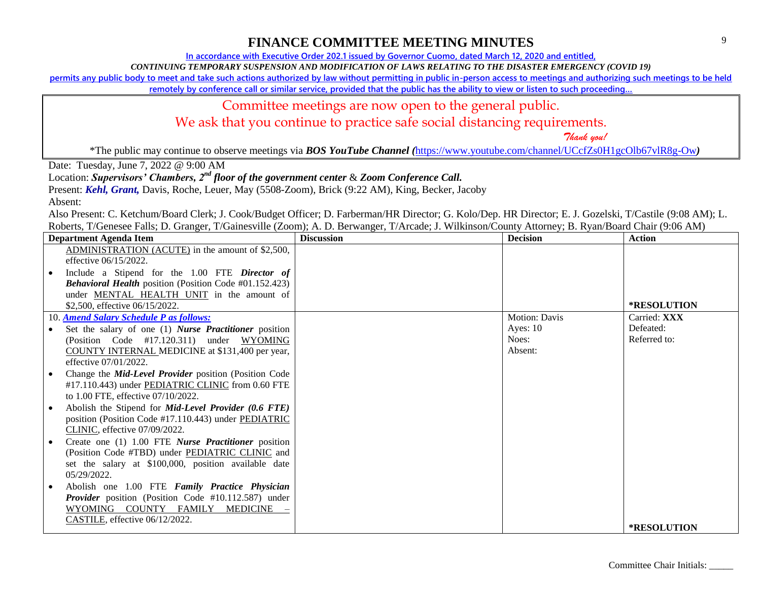# FINANCE COMMITTEE MEETING MINUTES

In accordance with Executive Order 202.1 issued by Governor Cuomo, dated March 12, 2020 and entitled,

*CONTINUING TEMPORARY SUSPENSION AND MODIFICATION OF LAWS RELATING TO THE DISASTER EMERGENCY (COVID 19)*

permits any public body to meet and take such actions authorized by law without permitting in public in-person access to meetings and authorizing such meetings to be held remotely by conference call or similar service, provided that the public has the ability to view or listen to such proceeding…

Committee meetings are now open to the general public.

We ask that you continue to practice safe social distancing requirements.

*Thank you!*

*The public may continue to observe meetings via ***BOS YouTube Channel (***https://www.youtube.com/channel/UCcfZs0H1gcOlb67vlR8g-Ow***)***

Date: Tuesday, June 7, 2022 @ 9:00 AM

Location: ***Supervisors' Chambers, 2nd floor of the government center*** & ***Zoom Conference Call.***

Present: ***Kehl, Grant,*** Davis, Roche, Leuer, May (5508-Zoom), Brick (9:22 AM), King, Becker, Jacoby

Absent:

Also Present: C. Ketchum/Board Clerk; J. Cook/Budget Officer; D. Farberman/HR Director; G. Kolo/Dep. HR Director; E. J. Gozelski, T/Castile (9:08 AM); L. Roberts, T/Genesee Falls; D. Granger, T/Gainesville (Zoom); A. D. Berwanger, T/Arcade; J. Wilkinson/County Attorney; B. Ryan/Board Chair (9:06 AM)

| Department Agenda Item | Discussion | Decision | Action |
|---|---|---|---|
| ADMINISTRATION (ACUTE) in the amount of $2,500, effective 06/15/2022.<br>• Include a Stipend for the 1.00 FTE ***Director of Behavioral Health*** position (Position Code #01.152.423) under MENTAL HEALTH UNIT in the amount of $2,500, effective 06/15/2022. | | | ***RESOLUTION** |
| 10. ***Amend Salary Schedule P as follows:***<br>• Set the salary of one (1) ***Nurse Practitioner*** position (Position Code #17.120.311) under WYOMING COUNTY INTERNAL MEDICINE at $131,400 per year, effective 07/01/2022.<br>• Change the ***Mid-Level Provider*** position (Position Code #17.110.443) under PEDIATRIC CLINIC from 0.60 FTE to 1.00 FTE, effective 07/10/2022.<br>• Abolish the Stipend for ***Mid-Level Provider (0.6 FTE)*** position (Position Code #17.110.443) under PEDIATRIC CLINIC, effective 07/09/2022.<br>• Create one (1) 1.00 FTE ***Nurse Practitioner*** position (Position Code #TBD) under PEDIATRIC CLINIC and set the salary at $100,000, position available date 05/29/2022.<br>• Abolish one 1.00 FTE ***Family Practice Physician Provider*** position (Position Code #10.112.587) under WYOMING COUNTY FAMILY MEDICINE – CASTILE, effective 06/12/2022. | | Motion: Davis<br>Ayes: 10<br>Noes:<br>Absent: | Carried: **XXX**<br>Defeated:<br>Referred to:<br><br>***RESOLUTION** |

Committee Chair Initials: _____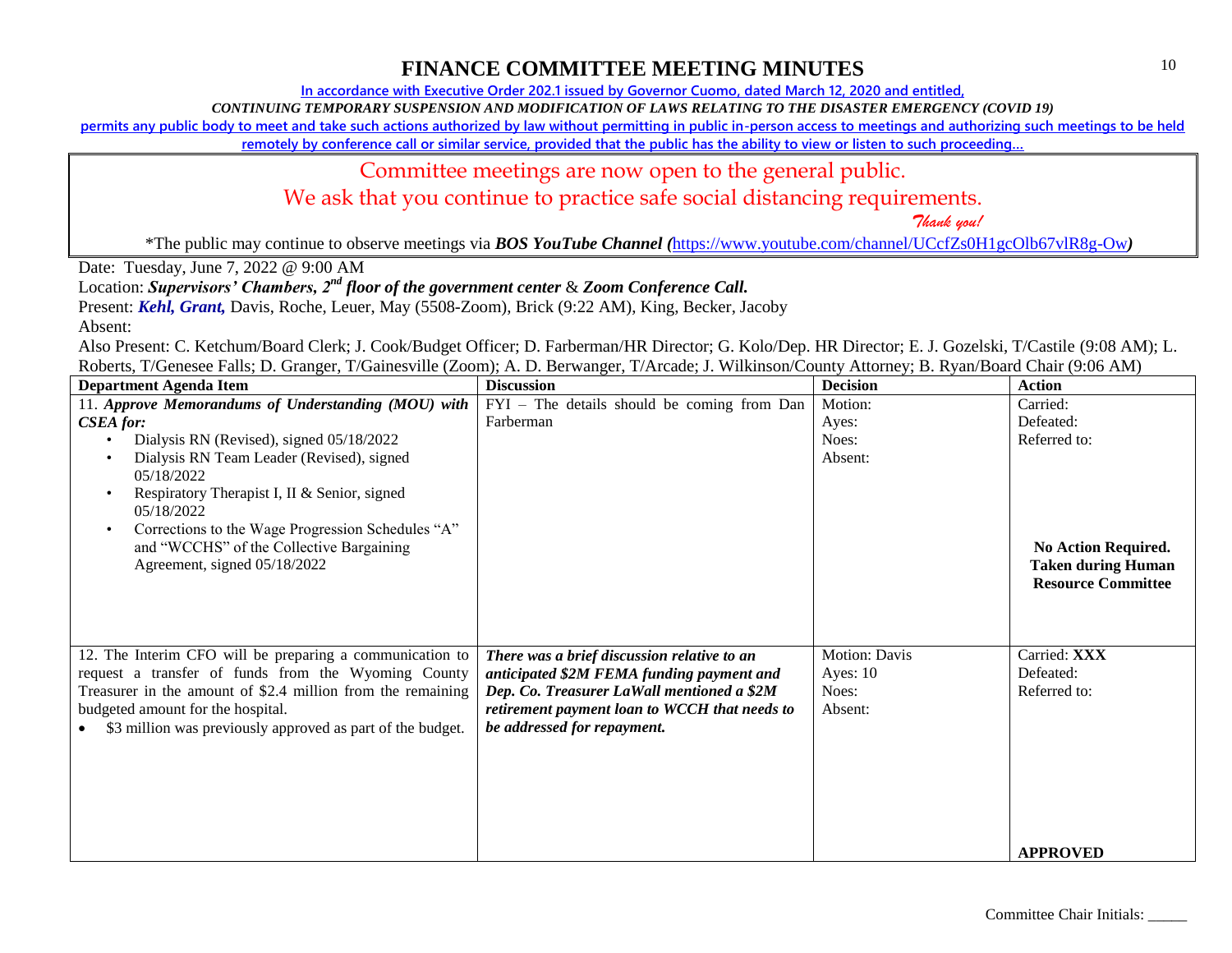# FINANCE COMMITTEE MEETING MINUTES

**In accordance with Executive Order 202.1 issued by Governor Cuomo, dated March 12, 2020 and entitled,**

***CONTINUING TEMPORARY SUSPENSION AND MODIFICATION OF LAWS RELATING TO THE DISASTER EMERGENCY (COVID 19)***

**permits any public body to meet and take such actions authorized by law without permitting in public in-person access to meetings and authorizing such meetings to be held remotely by conference call or similar service, provided that the public has the ability to view or listen to such proceeding…**

Committee meetings are now open to the general public.

We ask that you continue to practice safe social distancing requirements.

*Thank you!*

*The public may continue to observe meetings via ***BOS YouTube Channel (***https://www.youtube.com/channel/UCcfZs0H1gcOlb67vlR8g-Ow***)***

Date: Tuesday, June 7, 2022 @ 9:00 AM

Location: ***Supervisors' Chambers, 2nd floor of the government center*** & ***Zoom Conference Call.***

Present: ***Kehl, Grant,*** Davis, Roche, Leuer, May (5508-Zoom), Brick (9:22 AM), King, Becker, Jacoby

Absent:

Also Present: C. Ketchum/Board Clerk; J. Cook/Budget Officer; D. Farberman/HR Director; G. Kolo/Dep. HR Director; E. J. Gozelski, T/Castile (9:08 AM); L. Roberts, T/Genesee Falls; D. Granger, T/Gainesville (Zoom); A. D. Berwanger, T/Arcade; J. Wilkinson/County Attorney; B. Ryan/Board Chair (9:06 AM)

| Department Agenda Item | Discussion | Decision | Action |
|---|---|---|---|
| 11. ***Approve Memorandums of Understanding (MOU) with CSEA for:***<br>• Dialysis RN (Revised), signed 05/18/2022<br>• Dialysis RN Team Leader (Revised), signed 05/18/2022<br>• Respiratory Therapist I, II & Senior, signed 05/18/2022<br>• Corrections to the Wage Progression Schedules "A" and "WCCHS" of the Collective Bargaining Agreement, signed 05/18/2022 | FYI – The details should be coming from Dan Farberman | Motion:<br>Ayes:<br>Noes:<br>Absent: | Carried:<br>Defeated:<br>Referred to:<br><br>**No Action Required. Taken during Human Resource Committee** |
| 12. The Interim CFO will be preparing a communication to request a transfer of funds from the Wyoming County Treasurer in the amount of $2.4 million from the remaining budgeted amount for the hospital.<br>• $3 million was previously approved as part of the budget. | ***There was a brief discussion relative to an anticipated $2M FEMA funding payment and Dep. Co. Treasurer LaWall mentioned a $2M retirement payment loan to WCCH that needs to be addressed for repayment.*** | Motion: Davis<br>Ayes: 10<br>Noes:<br>Absent: | Carried: **XXX**<br>Defeated:<br>Referred to:<br><br>**APPROVED** |

Committee Chair Initials: _____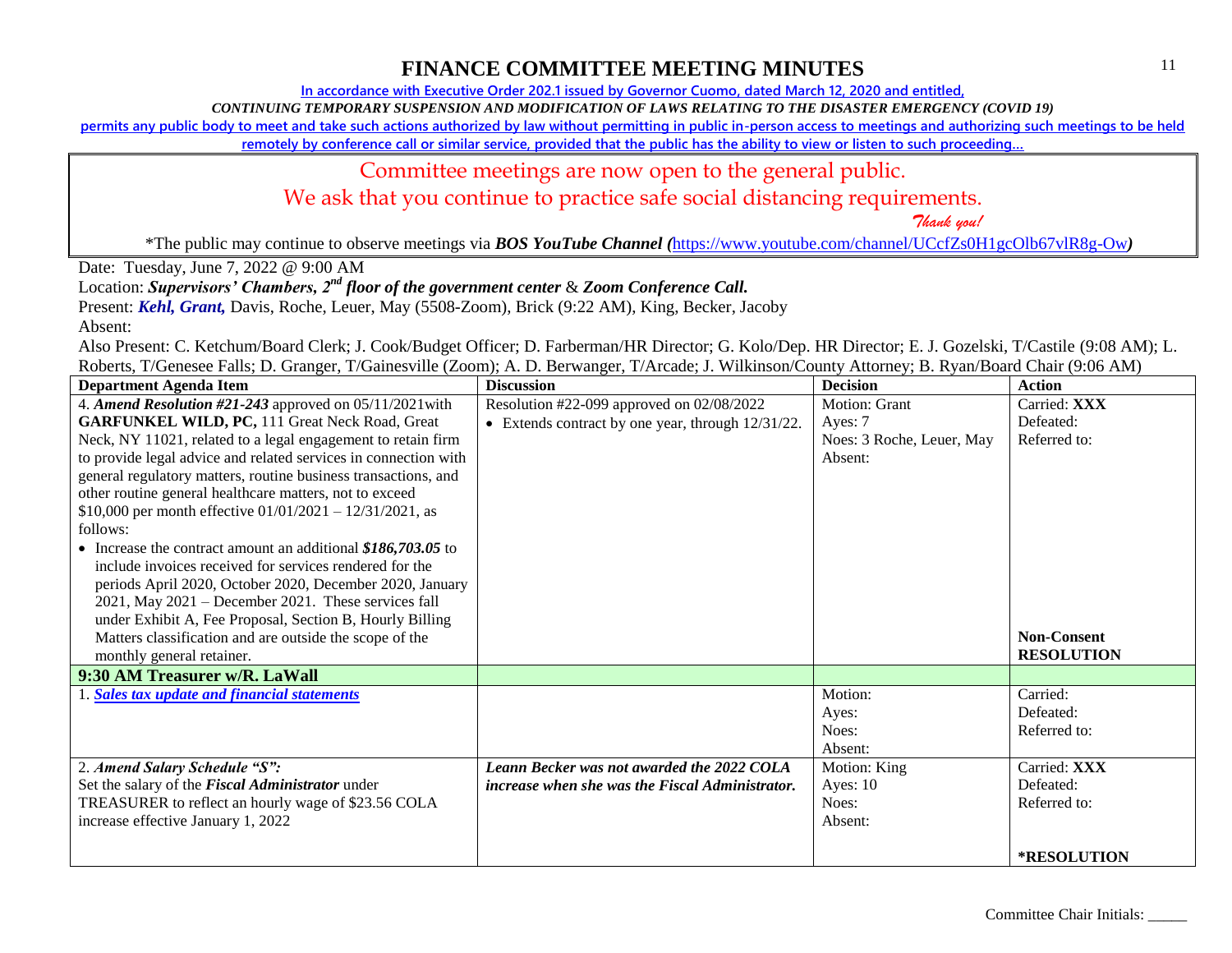# FINANCE COMMITTEE MEETING MINUTES

**In accordance with Executive Order 202.1 issued by Governor Cuomo, dated March 12, 2020 and entitled,**

***CONTINUING TEMPORARY SUSPENSION AND MODIFICATION OF LAWS RELATING TO THE DISASTER EMERGENCY (COVID 19)***

**permits any public body to meet and take such actions authorized by law without permitting in public in-person access to meetings and authorizing such meetings to be held remotely by conference call or similar service, provided that the public has the ability to view or listen to such proceeding…**

Committee meetings are now open to the general public.

We ask that you continue to practice safe social distancing requirements.

*Thank you!*

*The public may continue to observe meetings via ***BOS YouTube Channel (***https://www.youtube.com/channel/UCcfZs0H1gcOlb67vlR8g-Ow***)**

Date: Tuesday, June 7, 2022 @ 9:00 AM

Location: ***Supervisors' Chambers, 2nd floor of the government center*** & ***Zoom Conference Call.***

Present: ***Kehl, Grant,*** Davis, Roche, Leuer, May (5508-Zoom), Brick (9:22 AM), King, Becker, Jacoby

Absent:

Also Present: C. Ketchum/Board Clerk; J. Cook/Budget Officer; D. Farberman/HR Director; G. Kolo/Dep. HR Director; E. J. Gozelski, T/Castile (9:08 AM); L. Roberts, T/Genesee Falls; D. Granger, T/Gainesville (Zoom); A. D. Berwanger, T/Arcade; J. Wilkinson/County Attorney; B. Ryan/Board Chair (9:06 AM)

| Department Agenda Item | Discussion | Decision | Action |
|---|---|---|---|
| 4. ***Amend Resolution #21-243*** approved on 05/11/2021with **GARFUNKEL WILD, PC,** 111 Great Neck Road, Great Neck, NY 11021, related to a legal engagement to retain firm to provide legal advice and related services in connection with general regulatory matters, routine business transactions, and other routine general healthcare matters, not to exceed $10,000 per month effective 01/01/2021 – 12/31/2021, as follows:<br>• Increase the contract amount an additional ***$186,703.05*** to include invoices received for services rendered for the periods April 2020, October 2020, December 2020, January 2021, May 2021 – December 2021. These services fall under Exhibit A, Fee Proposal, Section B, Hourly Billing Matters classification and are outside the scope of the monthly general retainer. | Resolution #22-099 approved on 02/08/2022<br>• Extends contract by one year, through 12/31/22. | Motion: Grant<br>Ayes: 7<br>Noes: 3 Roche, Leuer, May<br>Absent: | Carried: **XXX**<br>Defeated:<br>Referred to:<br><br>**Non-Consent RESOLUTION** |
| **9:30 AM Treasurer w/R. LaWall** | | | |
| 1. ***Sales tax update and financial statements*** | | Motion:<br>Ayes:<br>Noes:<br>Absent: | Carried:<br>Defeated:<br>Referred to: |
| 2. ***Amend Salary Schedule "S":***<br>Set the salary of the ***Fiscal Administrator*** under TREASURER to reflect an hourly wage of $23.56 COLA increase effective January 1, 2022 | ***Leann Becker was not awarded the 2022 COLA increase when she was the Fiscal Administrator.*** | Motion: King<br>Ayes: 10<br>Noes:<br>Absent: | Carried: **XXX**<br>Defeated:<br>Referred to:<br><br>***RESOLUTION** |

Committee Chair Initials: _____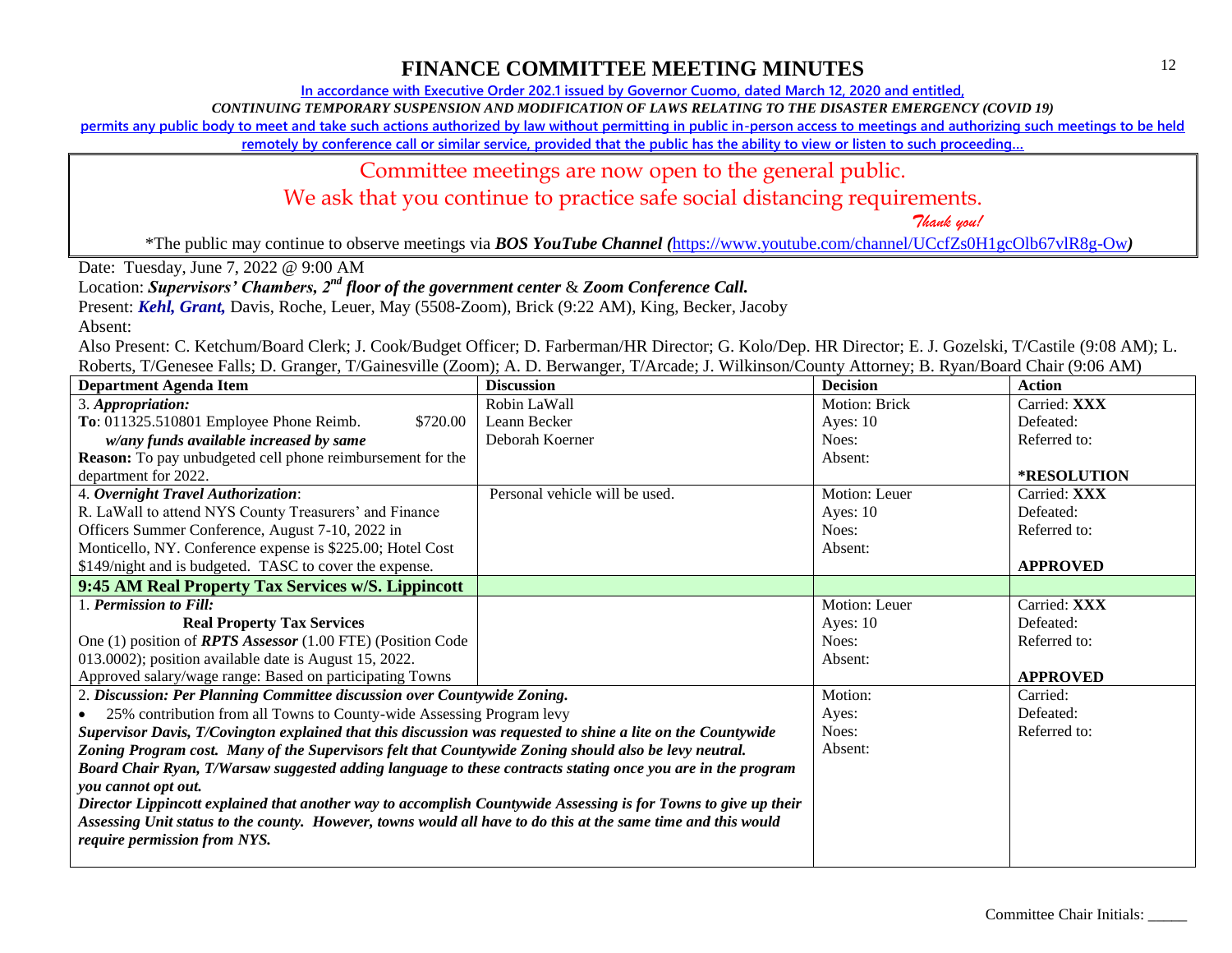# FINANCE COMMITTEE MEETING MINUTES

In accordance with Executive Order 202.1 issued by Governor Cuomo, dated March 12, 2020 and entitled,

*CONTINUING TEMPORARY SUSPENSION AND MODIFICATION OF LAWS RELATING TO THE DISASTER EMERGENCY (COVID 19)*

permits any public body to meet and take such actions authorized by law without permitting in public in-person access to meetings and authorizing such meetings to be held remotely by conference call or similar service, provided that the public has the ability to view or listen to such proceeding…

Committee meetings are now open to the general public.

We ask that you continue to practice safe social distancing requirements.

*Thank you!*

*The public may continue to observe meetings via ***BOS YouTube Channel (***https://www.youtube.com/channel/UCcfZs0H1gcOlb67vlR8g-Ow***)***

Date: Tuesday, June 7, 2022 @ 9:00 AM

Location: ***Supervisors' Chambers, 2nd floor of the government center*** & ***Zoom Conference Call.***

Present: ***Kehl, Grant,*** Davis, Roche, Leuer, May (5508-Zoom), Brick (9:22 AM), King, Becker, Jacoby

Absent:

Also Present: C. Ketchum/Board Clerk; J. Cook/Budget Officer; D. Farberman/HR Director; G. Kolo/Dep. HR Director; E. J. Gozelski, T/Castile (9:08 AM); L. Roberts, T/Genesee Falls; D. Granger, T/Gainesville (Zoom); A. D. Berwanger, T/Arcade; J. Wilkinson/County Attorney; B. Ryan/Board Chair (9:06 AM)

| Department Agenda Item | Discussion | Decision | Action |
|---|---|---|---|
| 3. ***Appropriation:***<br>**To**: 011325.510801 Employee Phone Reimb. $720.00<br>***w/any funds available increased by same***<br>**Reason:** To pay unbudgeted cell phone reimbursement for the department for 2022. | Robin LaWall<br>Leann Becker<br>Deborah Koerner | Motion: Brick<br>Ayes: 10<br>Noes:<br>Absent: | Carried: **XXX**<br>Defeated:<br>Referred to:<br><br>**\*RESOLUTION** |
| 4. ***Overnight Travel Authorization***:<br>R. LaWall to attend NYS County Treasurers' and Finance Officers Summer Conference, August 7-10, 2022 in Monticello, NY. Conference expense is $225.00; Hotel Cost $149/night and is budgeted. TASC to cover the expense. | Personal vehicle will be used. | Motion: Leuer<br>Ayes: 10<br>Noes:<br>Absent: | Carried: **XXX**<br>Defeated:<br>Referred to:<br><br>**APPROVED** |
| **9:45 AM Real Property Tax Services w/S. Lippincott** | | | |
| 1. ***Permission to Fill:***<br>**Real Property Tax Services**<br>One (1) position of ***RPTS Assessor*** (1.00 FTE) (Position Code 013.0002); position available date is August 15, 2022.<br>Approved salary/wage range: Based on participating Towns | | Motion: Leuer<br>Ayes: 10<br>Noes:<br>Absent: | Carried: **XXX**<br>Defeated:<br>Referred to:<br><br>**APPROVED** |
| 2. ***Discussion: Per Planning Committee discussion over Countywide Zoning.***<br>• 25% contribution from all Towns to County-wide Assessing Program levy<br>***Supervisor Davis, T/Covington explained that this discussion was requested to shine a lite on the Countywide Zoning Program cost. Many of the Supervisors felt that Countywide Zoning should also be levy neutral.***<br>***Board Chair Ryan, T/Warsaw suggested adding language to these contracts stating once you are in the program you cannot opt out.***<br>***Director Lippincott explained that another way to accomplish Countywide Assessing is for Towns to give up their Assessing Unit status to the county. However, towns would all have to do this at the same time and this would require permission from NYS.*** | | Motion:<br>Ayes:<br>Noes:<br>Absent: | Carried:<br>Defeated:<br>Referred to: |

Committee Chair Initials: _____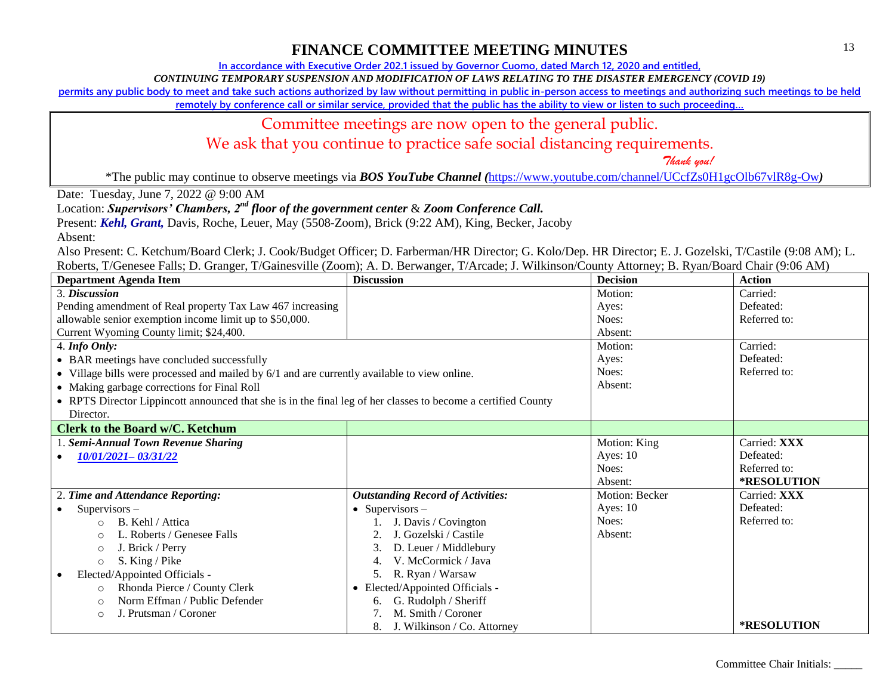# FINANCE COMMITTEE MEETING MINUTES

In accordance with Executive Order 202.1 issued by Governor Cuomo, dated March 12, 2020 and entitled,

*CONTINUING TEMPORARY SUSPENSION AND MODIFICATION OF LAWS RELATING TO THE DISASTER EMERGENCY (COVID 19)*

permits any public body to meet and take such actions authorized by law without permitting in public in-person access to meetings and authorizing such meetings to be held remotely by conference call or similar service, provided that the public has the ability to view or listen to such proceeding…

Committee meetings are now open to the general public.

We ask that you continue to practice safe social distancing requirements.

*Thank you!*

*The public may continue to observe meetings via ***BOS YouTube Channel (***https://www.youtube.com/channel/UCcfZs0H1gcOlb67vlR8g-Ow***)***

Date: Tuesday, June 7, 2022 @ 9:00 AM

Location: ***Supervisors' Chambers, 2nd floor of the government center*** & ***Zoom Conference Call.***

Present: ***Kehl, Grant,*** Davis, Roche, Leuer, May (5508-Zoom), Brick (9:22 AM), King, Becker, Jacoby

Absent:

Also Present: C. Ketchum/Board Clerk; J. Cook/Budget Officer; D. Farberman/HR Director; G. Kolo/Dep. HR Director; E. J. Gozelski, T/Castile (9:08 AM); L. Roberts, T/Genesee Falls; D. Granger, T/Gainesville (Zoom); A. D. Berwanger, T/Arcade; J. Wilkinson/County Attorney; B. Ryan/Board Chair (9:06 AM)

| Department Agenda Item | Discussion | Decision | Action |
|---|---|---|---|
| 3. ***Discussion***<br>Pending amendment of Real property Tax Law 467 increasing allowable senior exemption income limit up to $50,000.<br>Current Wyoming County limit; $24,400. | | Motion:<br>Ayes:<br>Noes:<br>Absent: | Carried:<br>Defeated:<br>Referred to: |
| 4. ***Info Only:***<br>• BAR meetings have concluded successfully<br>• Village bills were processed and mailed by 6/1 and are currently available to view online.<br>• Making garbage corrections for Final Roll<br>• RPTS Director Lippincott announced that she is in the final leg of her classes to become a certified County Director. | | Motion:<br>Ayes:<br>Noes:<br>Absent: | Carried:<br>Defeated:<br>Referred to: |
| **Clerk to the Board w/C. Ketchum** | | | |
| 1. ***Semi-Annual Town Revenue Sharing***<br>• ***10/01/2021– 03/31/22*** | | Motion: King<br>Ayes: 10<br>Noes:<br>Absent: | Carried: **XXX**<br>Defeated:<br>Referred to:<br>***RESOLUTION** |
| 2. ***Time and Attendance Reporting:***<br>• Supervisors –<br>&nbsp;&nbsp;○ B. Kehl / Attica<br>&nbsp;&nbsp;○ L. Roberts / Genesee Falls<br>&nbsp;&nbsp;○ J. Brick / Perry<br>&nbsp;&nbsp;○ S. King / Pike<br>• Elected/Appointed Officials -<br>&nbsp;&nbsp;○ Rhonda Pierce / County Clerk<br>&nbsp;&nbsp;○ Norm Effman / Public Defender<br>&nbsp;&nbsp;○ J. Prutsman / Coroner | ***Outstanding Record of Activities:***<br>• Supervisors –<br>1. J. Davis / Covington<br>2. J. Gozelski / Castile<br>3. D. Leuer / Middlebury<br>4. V. McCormick / Java<br>5. R. Ryan / Warsaw<br>• Elected/Appointed Officials -<br>6. G. Rudolph / Sheriff<br>7. M. Smith / Coroner<br>8. J. Wilkinson / Co. Attorney | Motion: Becker<br>Ayes: 10<br>Noes:<br>Absent: | Carried: **XXX**<br>Defeated:<br>Referred to:<br>***RESOLUTION** |

Committee Chair Initials: _____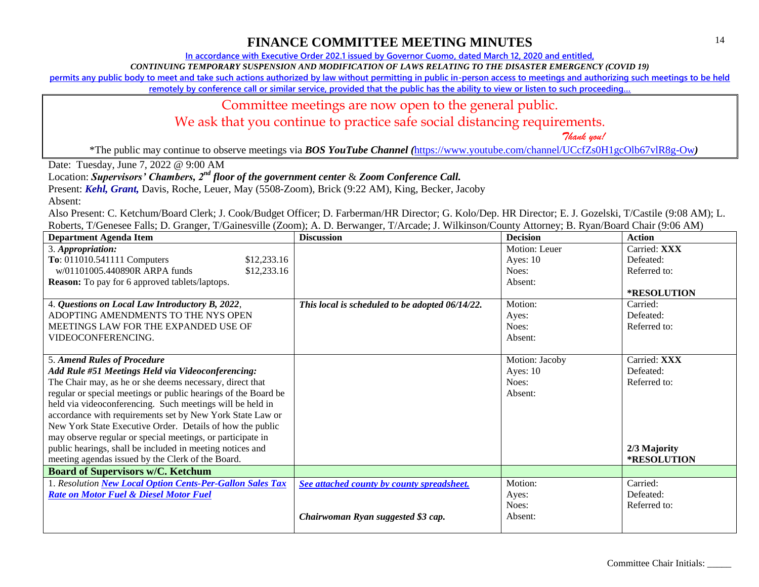# FINANCE COMMITTEE MEETING MINUTES

In accordance with Executive Order 202.1 issued by Governor Cuomo, dated March 12, 2020 and entitled,

*CONTINUING TEMPORARY SUSPENSION AND MODIFICATION OF LAWS RELATING TO THE DISASTER EMERGENCY (COVID 19)*

permits any public body to meet and take such actions authorized by law without permitting in public in-person access to meetings and authorizing such meetings to be held remotely by conference call or similar service, provided that the public has the ability to view or listen to such proceeding…

Committee meetings are now open to the general public.

We ask that you continue to practice safe social distancing requirements.

*Thank you!*

*The public may continue to observe meetings via ***BOS YouTube Channel (***https://www.youtube.com/channel/UCcfZs0H1gcOlb67vlR8g-Ow***)**

Date: Tuesday, June 7, 2022 @ 9:00 AM

Location: ***Supervisors' Chambers, 2nd floor of the government center*** & ***Zoom Conference Call.***

Present: ***Kehl, Grant,*** Davis, Roche, Leuer, May (5508-Zoom), Brick (9:22 AM), King, Becker, Jacoby

Absent:

Also Present: C. Ketchum/Board Clerk; J. Cook/Budget Officer; D. Farberman/HR Director; G. Kolo/Dep. HR Director; E. J. Gozelski, T/Castile (9:08 AM); L. Roberts, T/Genesee Falls; D. Granger, T/Gainesville (Zoom); A. D. Berwanger, T/Arcade; J. Wilkinson/County Attorney; B. Ryan/Board Chair (9:06 AM)

| Department Agenda Item | Discussion | Decision | Action |
|---|---|---|---|
| 3. *Appropriation:*<br>**To**: 011010.541111 Computers $12,233.16<br>w/01101005.440890R ARPA funds $12,233.16<br>**Reason:** To pay for 6 approved tablets/laptops. | | Motion: Leuer<br>Ayes: 10<br>Noes:<br>Absent: | Carried: **XXX**<br>Defeated:<br>Referred to:<br><br>***RESOLUTION** |
| 4. ***Questions on Local Law Introductory B, 2022***, ADOPTING AMENDMENTS TO THE NYS OPEN MEETINGS LAW FOR THE EXPANDED USE OF VIDEOCONFERENCING. | ***This local is scheduled to be adopted 06/14/22.*** | Motion:<br>Ayes:<br>Noes:<br>Absent: | Carried:<br>Defeated:<br>Referred to: |
| 5. ***Amend Rules of Procedure***<br>***Add Rule #51 Meetings Held via Videoconferencing:***<br>The Chair may, as he or she deems necessary, direct that regular or special meetings or public hearings of the Board be held via videoconferencing. Such meetings will be held in accordance with requirements set by New York State Law or New York State Executive Order. Details of how the public may observe regular or special meetings, or participate in public hearings, shall be included in meeting notices and meeting agendas issued by the Clerk of the Board. | | Motion: Jacoby<br>Ayes: 10<br>Noes:<br>Absent: | Carried: **XXX**<br>Defeated:<br>Referred to:<br><br>**2/3 Majority**<br>***RESOLUTION** |
| **Board of Supervisors w/C. Ketchum** | | | |
| 1. *Resolution* ***New Local Option Cents-Per-Gallon Sales Tax Rate on Motor Fuel & Diesel Motor Fuel*** | ***See attached county by county spreadsheet.***<br><br>***Chairwoman Ryan suggested $3 cap.*** | Motion:<br>Ayes:<br>Noes:<br>Absent: | Carried:<br>Defeated:<br>Referred to: |

Committee Chair Initials: _____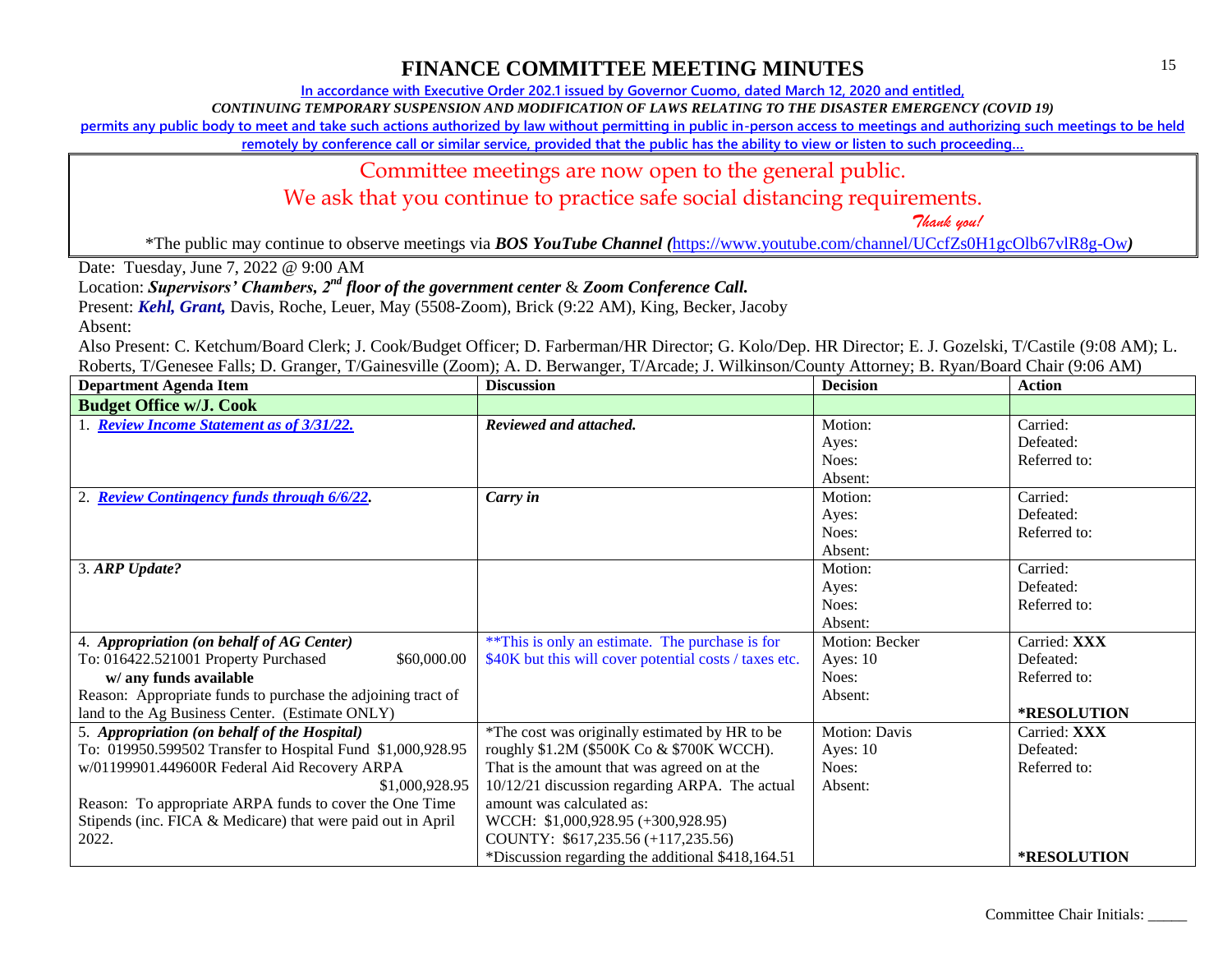# FINANCE COMMITTEE MEETING MINUTES

**In accordance with Executive Order 202.1 issued by Governor Cuomo, dated March 12, 2020 and entitled,**

***CONTINUING TEMPORARY SUSPENSION AND MODIFICATION OF LAWS RELATING TO THE DISASTER EMERGENCY (COVID 19)***

**permits any public body to meet and take such actions authorized by law without permitting in public in-person access to meetings and authorizing such meetings to be held remotely by conference call or similar service, provided that the public has the ability to view or listen to such proceeding…**

Committee meetings are now open to the general public.
We ask that you continue to practice safe social distancing requirements.
*Thank you!*

*The public may continue to observe meetings via ***BOS YouTube Channel (***https://www.youtube.com/channel/UCcfZs0H1gcOlb67vlR8g-Ow***)***

Date: Tuesday, June 7, 2022 @ 9:00 AM

Location: ***Supervisors' Chambers, 2nd floor of the government center*** & ***Zoom Conference Call.***

Present: ***Kehl, Grant,*** Davis, Roche, Leuer, May (5508-Zoom), Brick (9:22 AM), King, Becker, Jacoby

Absent:

Also Present: C. Ketchum/Board Clerk; J. Cook/Budget Officer; D. Farberman/HR Director; G. Kolo/Dep. HR Director; E. J. Gozelski, T/Castile (9:08 AM); L. Roberts, T/Genesee Falls; D. Granger, T/Gainesville (Zoom); A. D. Berwanger, T/Arcade; J. Wilkinson/County Attorney; B. Ryan/Board Chair (9:06 AM)

| Department Agenda Item | Discussion | Decision | Action |
|---|---|---|---|
| **Budget Office w/J. Cook** | | | |
| 1. ***Review Income Statement as of 3/31/22.*** | ***Reviewed and attached.*** | Motion:<br>Ayes:<br>Noes:<br>Absent: | Carried:<br>Defeated:<br>Referred to: |
| 2. ***Review Contingency funds through 6/6/22.*** | ***Carry in*** | Motion:<br>Ayes:<br>Noes:<br>Absent: | Carried:<br>Defeated:<br>Referred to: |
| 3. ***ARP Update?*** | | Motion:<br>Ayes:<br>Noes:<br>Absent: | Carried:<br>Defeated:<br>Referred to: |
| 4. ***Appropriation (on behalf of AG Center)***<br>To: 016422.521001 Property Purchased $60,000.00<br>**w/ any funds available**<br>Reason: Appropriate funds to purchase the adjoining tract of land to the Ag Business Center. (Estimate ONLY) | **This is only an estimate. The purchase is for $40K but this will cover potential costs / taxes etc. | Motion: Becker<br>Ayes: 10<br>Noes:<br>Absent: | Carried: **XXX**<br>Defeated:<br>Referred to:<br><br>***RESOLUTION** |
| 5. ***Appropriation (on behalf of the Hospital)***<br>To: 019950.599502 Transfer to Hospital Fund $1,000,928.95<br>w/01199901.449600R Federal Aid Recovery ARPA $1,000,928.95<br>Reason: To appropriate ARPA funds to cover the One Time Stipends (inc. FICA & Medicare) that were paid out in April 2022. | *The cost was originally estimated by HR to be roughly $1.2M ($500K Co & $700K WCCH). That is the amount that was agreed on at the 10/12/21 discussion regarding ARPA. The actual amount was calculated as:<br>WCCH: $1,000,928.95 (+300,928.95)<br>COUNTY: $617,235.56 (+117,235.56)<br>*Discussion regarding the additional $418,164.51 | Motion: Davis<br>Ayes: 10<br>Noes:<br>Absent: | Carried: **XXX**<br>Defeated:<br>Referred to:<br><br>***RESOLUTION** |

Committee Chair Initials: _____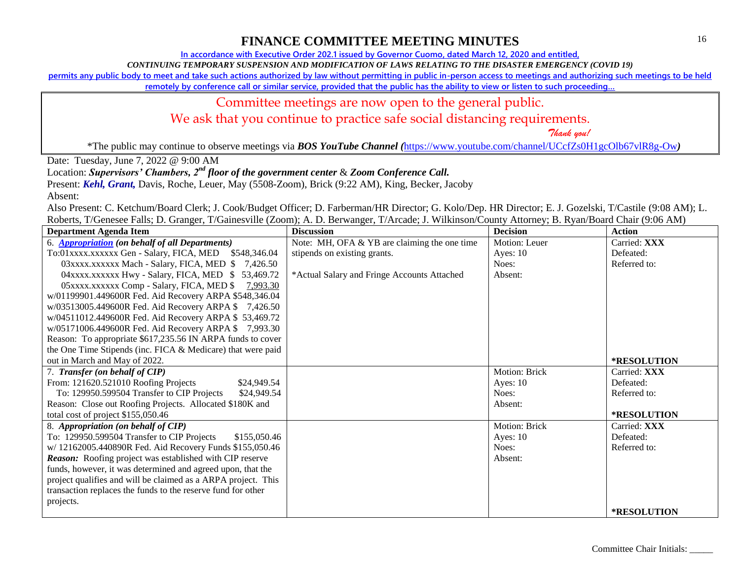# FINANCE COMMITTEE MEETING MINUTES

**In accordance with Executive Order 202.1 issued by Governor Cuomo, dated March 12, 2020 and entitled,**

***CONTINUING TEMPORARY SUSPENSION AND MODIFICATION OF LAWS RELATING TO THE DISASTER EMERGENCY (COVID 19)***

**permits any public body to meet and take such actions authorized by law without permitting in public in-person access to meetings and authorizing such meetings to be held remotely by conference call or similar service, provided that the public has the ability to view or listen to such proceeding…**

Committee meetings are now open to the general public.

We ask that you continue to practice safe social distancing requirements.

*Thank you!*

*The public may continue to observe meetings via ***BOS YouTube Channel (***https://www.youtube.com/channel/UCcfZs0H1gcOlb67vlR8g-Ow***)***

Date: Tuesday, June 7, 2022 @ 9:00 AM

Location: ***Supervisors' Chambers, 2nd floor of the government center*** & ***Zoom Conference Call.***

Present: ***Kehl, Grant,*** Davis, Roche, Leuer, May (5508-Zoom), Brick (9:22 AM), King, Becker, Jacoby

Absent:

Also Present: C. Ketchum/Board Clerk; J. Cook/Budget Officer; D. Farberman/HR Director; G. Kolo/Dep. HR Director; E. J. Gozelski, T/Castile (9:08 AM); L. Roberts, T/Genesee Falls; D. Granger, T/Gainesville (Zoom); A. D. Berwanger, T/Arcade; J. Wilkinson/County Attorney; B. Ryan/Board Chair (9:06 AM)

| Department Agenda Item | Discussion | Decision | Action |
|---|---|---|---|
| 6. ***Appropriation*** ***(on behalf of all Departments)***<br>To:01xxxx.xxxxxx Gen - Salary, FICA, MED $548,346.04<br>03xxxx.xxxxxx Mach - Salary, FICA, MED $ 7,426.50<br>04xxxx.xxxxxx Hwy - Salary, FICA, MED $ 53,469.72<br>05xxxx.xxxxxx Comp - Salary, FICA, MED $ 7,993.30<br>w/01199901.449600R Fed. Aid Recovery ARPA $548,346.04<br>w/03513005.449600R Fed. Aid Recovery ARPA $ 7,426.50<br>w/04511012.449600R Fed. Aid Recovery ARPA $ 53,469.72<br>w/05171006.449600R Fed. Aid Recovery ARPA $ 7,993.30<br>Reason: To appropriate $617,235.56 IN ARPA funds to cover the One Time Stipends (inc. FICA & Medicare) that were paid out in March and May of 2022. | Note: MH, OFA & YB are claiming the one time stipends on existing grants.<br><br>*Actual Salary and Fringe Accounts Attached | Motion: Leuer<br>Ayes: 10<br>Noes:<br>Absent: | Carried: **XXX**<br>Defeated:<br>Referred to:<br><br>***RESOLUTION** |
| 7. ***Transfer (on behalf of CIP)***<br>From: 121620.521010 Roofing Projects $24,949.54<br>To: 129950.599504 Transfer to CIP Projects $24,949.54<br>Reason: Close out Roofing Projects. Allocated $180K and total cost of project $155,050.46 | | Motion: Brick<br>Ayes: 10<br>Noes:<br>Absent: | Carried: **XXX**<br>Defeated:<br>Referred to:<br>***RESOLUTION** |
| 8. ***Appropriation (on behalf of CIP)***<br>To: 129950.599504 Transfer to CIP Projects $155,050.46<br>w/ 12162005.440890R Fed. Aid Recovery Funds $155,050.46<br>***Reason:*** Roofing project was established with CIP reserve funds, however, it was determined and agreed upon, that the project qualifies and will be claimed as a ARPA project. This transaction replaces the funds to the reserve fund for other projects. | | Motion: Brick<br>Ayes: 10<br>Noes:<br>Absent: | Carried: **XXX**<br>Defeated:<br>Referred to:<br><br>***RESOLUTION** |

Committee Chair Initials: _____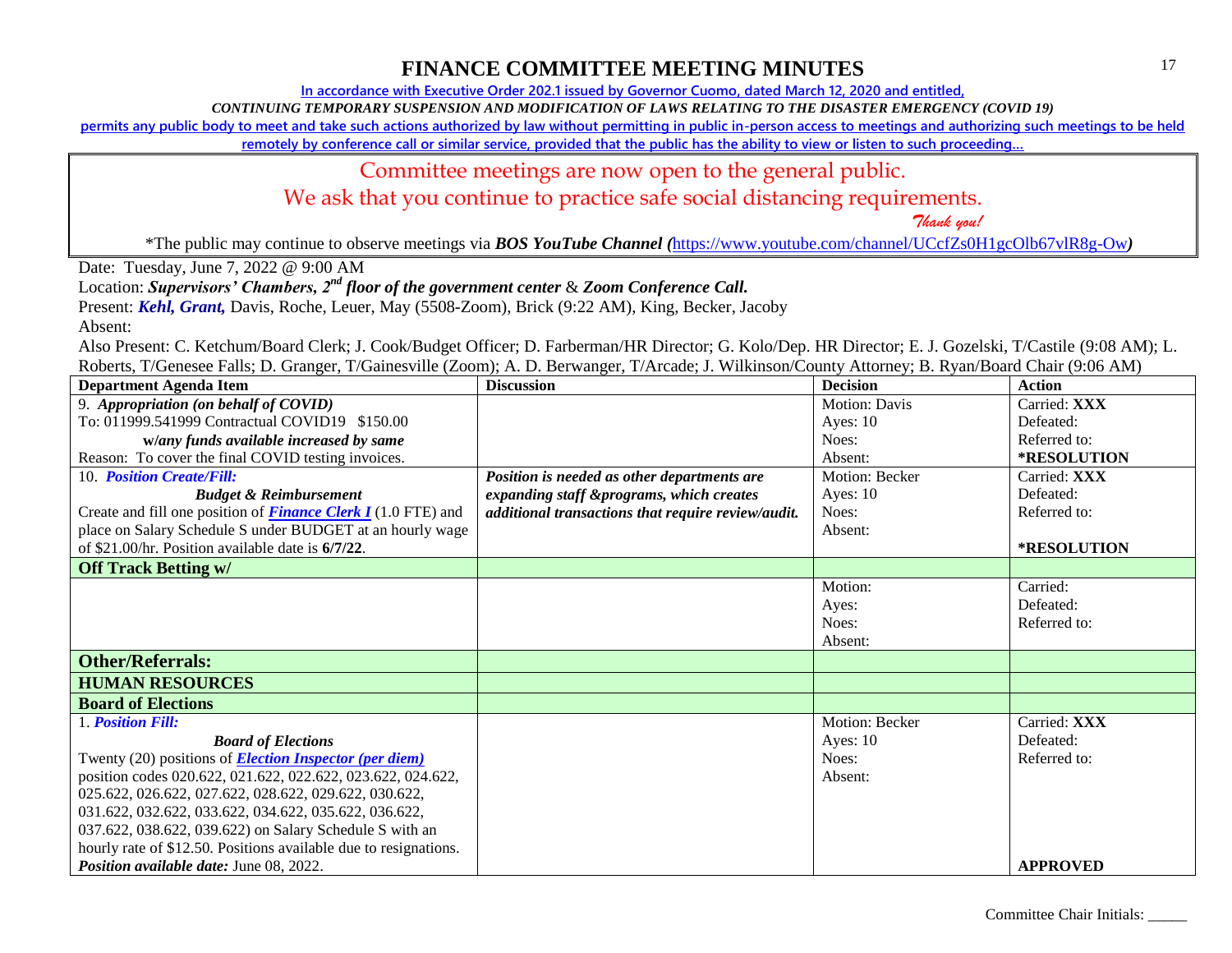# FINANCE COMMITTEE MEETING MINUTES

In accordance with Executive Order 202.1 issued by Governor Cuomo, dated March 12, 2020 and entitled,

*CONTINUING TEMPORARY SUSPENSION AND MODIFICATION OF LAWS RELATING TO THE DISASTER EMERGENCY (COVID 19)*

permits any public body to meet and take such actions authorized by law without permitting in public in-person access to meetings and authorizing such meetings to be held remotely by conference call or similar service, provided that the public has the ability to view or listen to such proceeding…

Committee meetings are now open to the general public.

We ask that you continue to practice safe social distancing requirements.

*Thank you!*

*The public may continue to observe meetings via ***BOS YouTube Channel (***https://www.youtube.com/channel/UCcfZs0H1gcOlb67vlR8g-Ow***)***

Date: Tuesday, June 7, 2022 @ 9:00 AM

Location: ***Supervisors' Chambers, 2nd floor of the government center*** & ***Zoom Conference Call.***

Present: ***Kehl, Grant,*** Davis, Roche, Leuer, May (5508-Zoom), Brick (9:22 AM), King, Becker, Jacoby

Absent:

Also Present: C. Ketchum/Board Clerk; J. Cook/Budget Officer; D. Farberman/HR Director; G. Kolo/Dep. HR Director; E. J. Gozelski, T/Castile (9:08 AM); L. Roberts, T/Genesee Falls; D. Granger, T/Gainesville (Zoom); A. D. Berwanger, T/Arcade; J. Wilkinson/County Attorney; B. Ryan/Board Chair (9:06 AM)

| Department Agenda Item | Discussion | Decision | Action |
|---|---|---|---|
| 9. ***Appropriation (on behalf of COVID)***<br>To: 011999.541999 Contractual COVID19 $150.00<br>***w/any funds available increased by same***<br>Reason: To cover the final COVID testing invoices. | | Motion: Davis<br>Ayes: 10<br>Noes:<br>Absent: | Carried: **XXX**<br>Defeated:<br>Referred to:<br>***RESOLUTION** |
| 10. ***Position Create/Fill:***<br>***Budget & Reimbursement***<br>Create and fill one position of ***Finance Clerk I*** (1.0 FTE) and place on Salary Schedule S under BUDGET at an hourly wage of $21.00/hr. Position available date is **6/7/22**. | ***Position is needed as other departments are expanding staff &programs, which creates additional transactions that require review/audit.*** | Motion: Becker<br>Ayes: 10<br>Noes:<br>Absent: | Carried: **XXX**<br>Defeated:<br>Referred to:<br>***RESOLUTION** |
| **Off Track Betting w/** | | | |
| | | Motion:<br>Ayes:<br>Noes:<br>Absent: | Carried:<br>Defeated:<br>Referred to: |
| **Other/Referrals:** | | | |
| **HUMAN RESOURCES** | | | |
| **Board of Elections** | | | |
| 1. ***Position Fill:***<br>***Board of Elections***<br>Twenty (20) positions of ***Election Inspector (per diem)*** position codes 020.622, 021.622, 022.622, 023.622, 024.622, 025.622, 026.622, 027.622, 028.622, 029.622, 030.622, 031.622, 032.622, 033.622, 034.622, 035.622, 036.622, 037.622, 038.622, 039.622) on Salary Schedule S with an hourly rate of $12.50. Positions available due to resignations.<br>***Position available date:*** June 08, 2022. | | Motion: Becker<br>Ayes: 10<br>Noes:<br>Absent: | Carried: **XXX**<br>Defeated:<br>Referred to:<br>**APPROVED** |

Committee Chair Initials: _____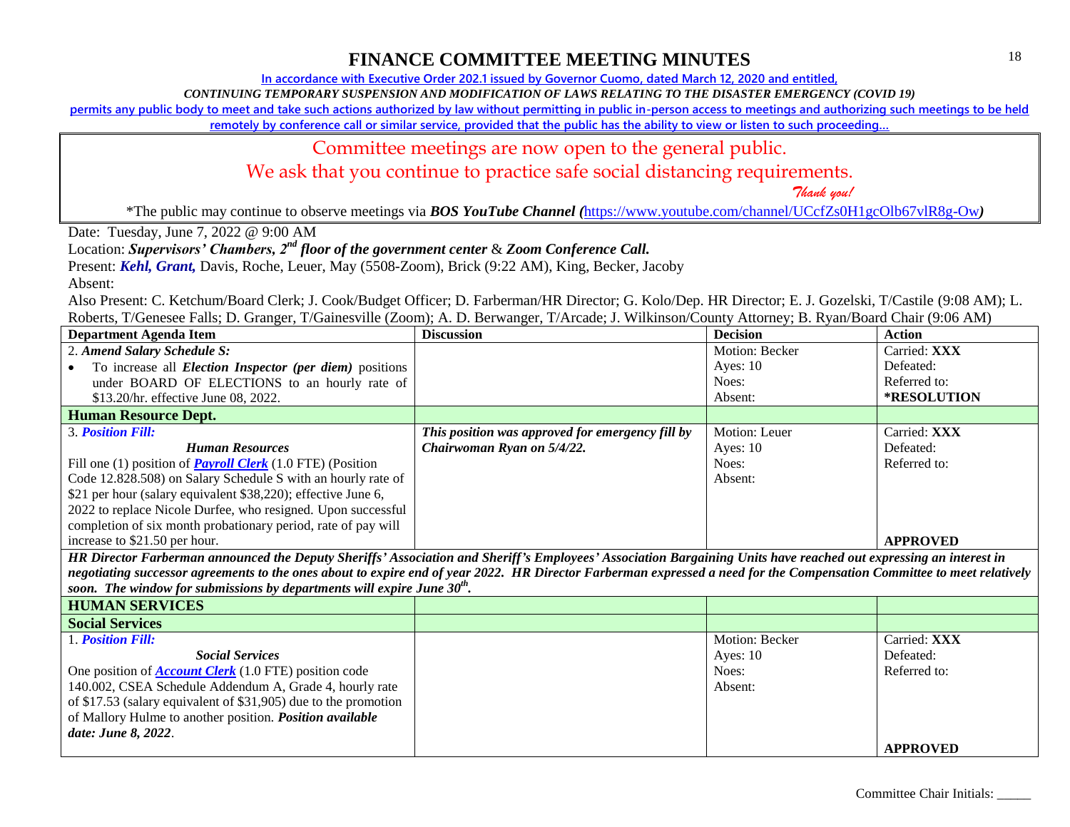# FINANCE COMMITTEE MEETING MINUTES

**In accordance with Executive Order 202.1 issued by Governor Cuomo, dated March 12, 2020 and entitled,**

*CONTINUING TEMPORARY SUSPENSION AND MODIFICATION OF LAWS RELATING TO THE DISASTER EMERGENCY (COVID 19)*

**permits any public body to meet and take such actions authorized by law without permitting in public in-person access to meetings and authorizing such meetings to be held remotely by conference call or similar service, provided that the public has the ability to view or listen to such proceeding…**

Committee meetings are now open to the general public.
We ask that you continue to practice safe social distancing requirements.
*Thank you!*

*The public may continue to observe meetings via ***BOS YouTube Channel (***https://www.youtube.com/channel/UCcfZs0H1gcOlb67vlR8g-Ow*)*

Date: Tuesday, June 7, 2022 @ 9:00 AM

Location: ***Supervisors' Chambers, 2nd floor of the government center*** & ***Zoom Conference Call.***

Present: ***Kehl, Grant,*** Davis, Roche, Leuer, May (5508-Zoom), Brick (9:22 AM), King, Becker, Jacoby

Absent:

Also Present: C. Ketchum/Board Clerk; J. Cook/Budget Officer; D. Farberman/HR Director; G. Kolo/Dep. HR Director; E. J. Gozelski, T/Castile (9:08 AM); L. Roberts, T/Genesee Falls; D. Granger, T/Gainesville (Zoom); A. D. Berwanger, T/Arcade; J. Wilkinson/County Attorney; B. Ryan/Board Chair (9:06 AM)

| Department Agenda Item | Discussion | Decision | Action |
|---|---|---|---|
| 2. ***Amend Salary Schedule S:*** • To increase all ***Election Inspector (per diem)*** positions under BOARD OF ELECTIONS to an hourly rate of $13.20/hr. effective June 08, 2022. | | Motion: Becker<br>Ayes: 10<br>Noes:<br>Absent: | Carried: **XXX**<br>Defeated:<br>Referred to:<br>**\*RESOLUTION** |
| **Human Resource Dept.** | | | |
| 3. ***Position Fill:***<br>***Human Resources***<br>Fill one (1) position of ***Payroll Clerk*** (1.0 FTE) (Position Code 12.828.508) on Salary Schedule S with an hourly rate of $21 per hour (salary equivalent $38,220); effective June 6, 2022 to replace Nicole Durfee, who resigned. Upon successful completion of six month probationary period, rate of pay will increase to $21.50 per hour. | ***This position was approved for emergency fill by Chairwoman Ryan on 5/4/22.*** | Motion: Leuer<br>Ayes: 10<br>Noes:<br>Absent: | Carried: **XXX**<br>Defeated:<br>Referred to:<br>**APPROVED** |
| ***HR Director Farberman announced the Deputy Sheriffs' Association and Sheriff's Employees' Association Bargaining Units have reached out expressing an interest in negotiating successor agreements to the ones about to expire end of year 2022. HR Director Farberman expressed a need for the Compensation Committee to meet relatively soon. The window for submissions by departments will expire June 30th.*** | | | |
| **HUMAN SERVICES** | | | |
| **Social Services** | | | |
| 1. ***Position Fill:***<br>***Social Services***<br>One position of ***Account Clerk*** (1.0 FTE) position code 140.002, CSEA Schedule Addendum A, Grade 4, hourly rate of $17.53 (salary equivalent of $31,905) due to the promotion of Mallory Hulme to another position. ***Position available date: June 8, 2022***. | | Motion: Becker<br>Ayes: 10<br>Noes:<br>Absent: | Carried: **XXX**<br>Defeated:<br>Referred to:<br>**APPROVED** |

Committee Chair Initials: _____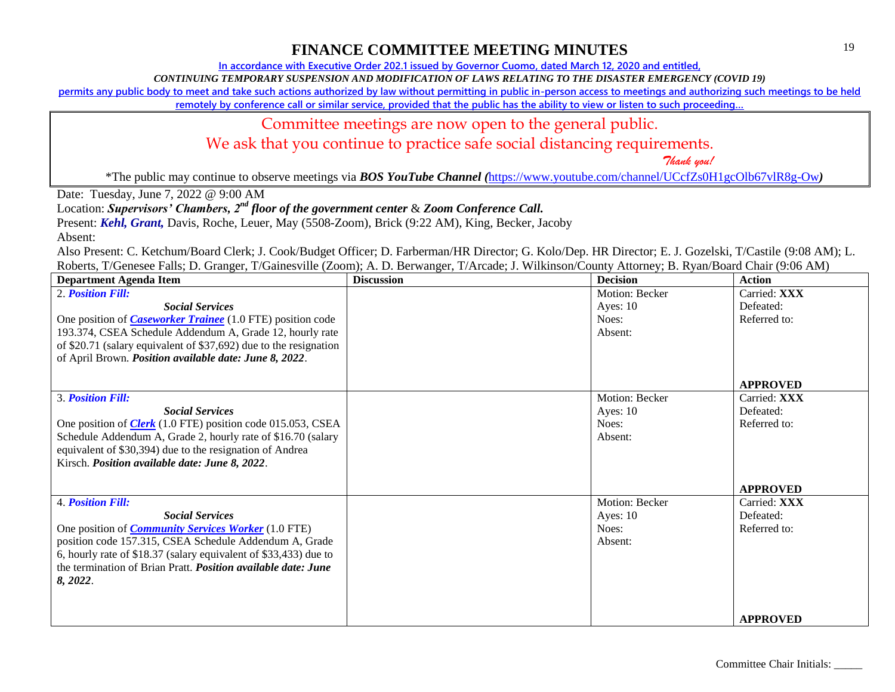# FINANCE COMMITTEE MEETING MINUTES

In accordance with Executive Order 202.1 issued by Governor Cuomo, dated March 12, 2020 and entitled,

*CONTINUING TEMPORARY SUSPENSION AND MODIFICATION OF LAWS RELATING TO THE DISASTER EMERGENCY (COVID 19)*

permits any public body to meet and take such actions authorized by law without permitting in public in-person access to meetings and authorizing such meetings to be held remotely by conference call or similar service, provided that the public has the ability to view or listen to such proceeding…

Committee meetings are now open to the general public.

We ask that you continue to practice safe social distancing requirements.

*Thank you!*

*The public may continue to observe meetings via ***BOS YouTube Channel (***https://www.youtube.com/channel/UCcfZs0H1gcOlb67vlR8g-Ow***)***

Date: Tuesday, June 7, 2022 @ 9:00 AM

Location: ***Supervisors' Chambers, 2nd floor of the government center*** & ***Zoom Conference Call.***

Present: ***Kehl, Grant,*** Davis, Roche, Leuer, May (5508-Zoom), Brick (9:22 AM), King, Becker, Jacoby

Absent:

Also Present: C. Ketchum/Board Clerk; J. Cook/Budget Officer; D. Farberman/HR Director; G. Kolo/Dep. HR Director; E. J. Gozelski, T/Castile (9:08 AM); L. Roberts, T/Genesee Falls; D. Granger, T/Gainesville (Zoom); A. D. Berwanger, T/Arcade; J. Wilkinson/County Attorney; B. Ryan/Board Chair (9:06 AM)

| Department Agenda Item | Discussion | Decision | Action |
|---|---|---|---|
| 2. ***Position Fill:*** ***Social Services*** One position of ***Caseworker Trainee*** (1.0 FTE) position code 193.374, CSEA Schedule Addendum A, Grade 12, hourly rate of $20.71 (salary equivalent of $37,692) due to the resignation of April Brown. ***Position available date: June 8, 2022***. | | Motion: Becker<br>Ayes: 10<br>Noes:<br>Absent: | Carried: **XXX**<br>Defeated:<br>Referred to:<br><br>**APPROVED** |
| 3. ***Position Fill:*** ***Social Services*** One position of ***Clerk*** (1.0 FTE) position code 015.053, CSEA Schedule Addendum A, Grade 2, hourly rate of $16.70 (salary equivalent of $30,394) due to the resignation of Andrea Kirsch. ***Position available date: June 8, 2022***. | | Motion: Becker<br>Ayes: 10<br>Noes:<br>Absent: | Carried: **XXX**<br>Defeated:<br>Referred to:<br><br>**APPROVED** |
| 4. ***Position Fill:*** ***Social Services*** One position of ***Community Services Worker*** (1.0 FTE) position code 157.315, CSEA Schedule Addendum A, Grade 6, hourly rate of $18.37 (salary equivalent of $33,433) due to the termination of Brian Pratt. ***Position available date: June 8, 2022***. | | Motion: Becker<br>Ayes: 10<br>Noes:<br>Absent: | Carried: **XXX**<br>Defeated:<br>Referred to:<br><br>**APPROVED** |

Committee Chair Initials: _____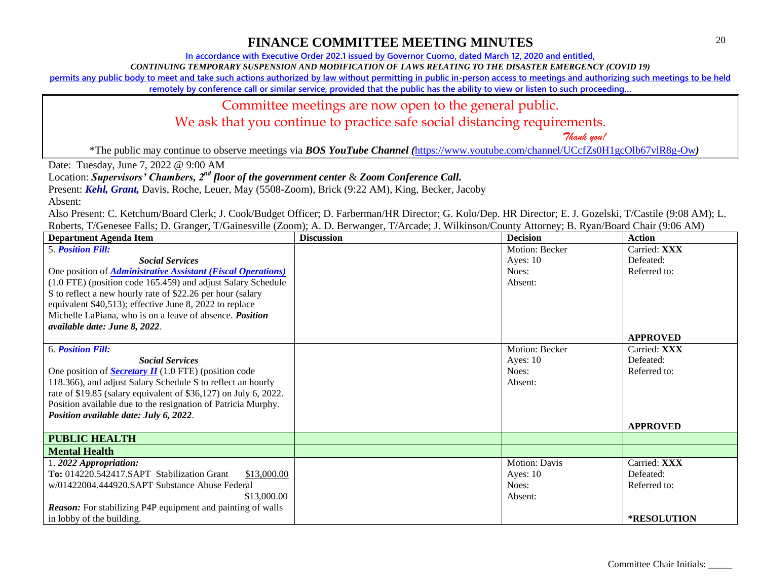# FINANCE COMMITTEE MEETING MINUTES

**In accordance with Executive Order 202.1 issued by Governor Cuomo, dated March 12, 2020 and entitled,**

***CONTINUING TEMPORARY SUSPENSION AND MODIFICATION OF LAWS RELATING TO THE DISASTER EMERGENCY (COVID 19)***

**permits any public body to meet and take such actions authorized by law without permitting in public in-person access to meetings and authorizing such meetings to be held remotely by conference call or similar service, provided that the public has the ability to view or listen to such proceeding…**

Committee meetings are now open to the general public.

We ask that you continue to practice safe social distancing requirements.

*Thank you!*

*The public may continue to observe meetings via ***BOS YouTube Channel (***https://www.youtube.com/channel/UCcfZs0H1gcOlb67vlR8g-Ow***)***

Date: Tuesday, June 7, 2022 @ 9:00 AM

Location: ***Supervisors' Chambers, 2nd floor of the government center*** & ***Zoom Conference Call.***

Present: ***Kehl, Grant,*** Davis, Roche, Leuer, May (5508-Zoom), Brick (9:22 AM), King, Becker, Jacoby

Absent:

Also Present: C. Ketchum/Board Clerk; J. Cook/Budget Officer; D. Farberman/HR Director; G. Kolo/Dep. HR Director; E. J. Gozelski, T/Castile (9:08 AM); L. Roberts, T/Genesee Falls; D. Granger, T/Gainesville (Zoom); A. D. Berwanger, T/Arcade; J. Wilkinson/County Attorney; B. Ryan/Board Chair (9:06 AM)

| Department Agenda Item | Discussion | Decision | Action |
|---|---|---|---|
| 5. ***Position Fill:*** <br> ***Social Services*** <br> One position of ***Administrative Assistant (Fiscal Operations)*** (1.0 FTE) (position code 165.459) and adjust Salary Schedule S to reflect a new hourly rate of $22.26 per hour (salary equivalent $40,513); effective June 8, 2022 to replace Michelle LaPiana, who is on a leave of absence. ***Position available date: June 8, 2022***. | | Motion: Becker <br> Ayes: 10 <br> Noes: <br> Absent: | Carried: **XXX** <br> Defeated: <br> Referred to: <br> **APPROVED** |
| 6. ***Position Fill:*** <br> ***Social Services*** <br> One position of ***Secretary II*** (1.0 FTE) (position code 118.366), and adjust Salary Schedule S to reflect an hourly rate of $19.85 (salary equivalent of $36,127) on July 6, 2022. Position available due to the resignation of Patricia Murphy. ***Position available date: July 6, 2022***. | | Motion: Becker <br> Ayes: 10 <br> Noes: <br> Absent: | Carried: **XXX** <br> Defeated: <br> Referred to: <br> **APPROVED** |
| **PUBLIC HEALTH** | | | |
| **Mental Health** | | | |
| 1. ***2022 Appropriation:*** <br> **To:** 014220.542417.SAPT Stabilization Grant $13,000.00 <br> w/01422004.444920.SAPT Substance Abuse Federal $13,000.00 <br> ***Reason:*** For stabilizing P4P equipment and painting of walls in lobby of the building. | | Motion: Davis <br> Ayes: 10 <br> Noes: <br> Absent: | Carried: **XXX** <br> Defeated: <br> Referred to: <br> ***RESOLUTION** |

Committee Chair Initials: _____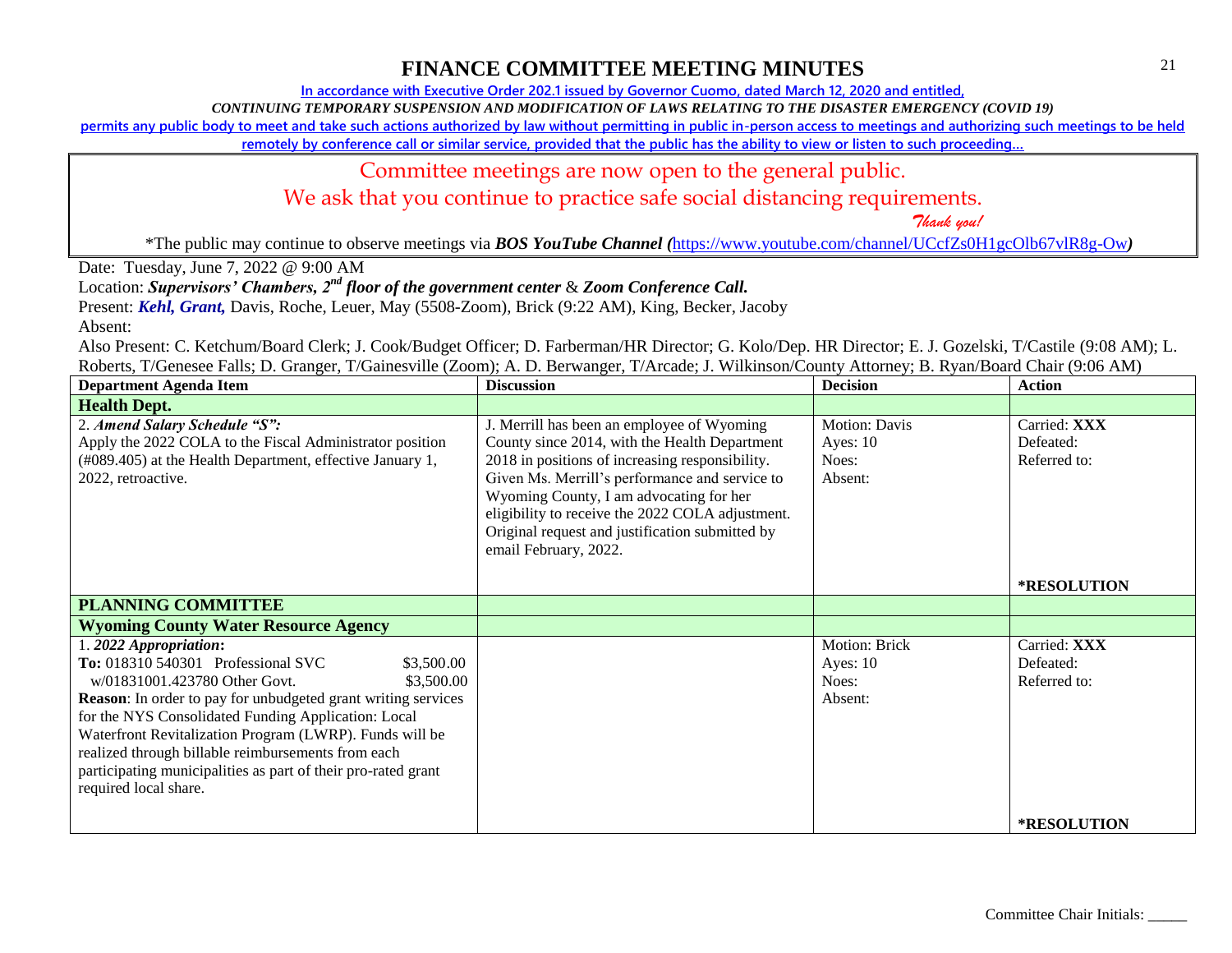# FINANCE COMMITTEE MEETING MINUTES

In accordance with Executive Order 202.1 issued by Governor Cuomo, dated March 12, 2020 and entitled,

*CONTINUING TEMPORARY SUSPENSION AND MODIFICATION OF LAWS RELATING TO THE DISASTER EMERGENCY (COVID 19)*

permits any public body to meet and take such actions authorized by law without permitting in public in-person access to meetings and authorizing such meetings to be held remotely by conference call or similar service, provided that the public has the ability to view or listen to such proceeding…

Committee meetings are now open to the general public.

We ask that you continue to practice safe social distancing requirements.

*Thank you!*

*The public may continue to observe meetings via ***BOS YouTube Channel (***https://www.youtube.com/channel/UCcfZs0H1gcOlb67vlR8g-Ow***)***

Date: Tuesday, June 7, 2022 @ 9:00 AM

Location: ***Supervisors' Chambers, 2nd floor of the government center*** & ***Zoom Conference Call.***

Present: ***Kehl, Grant,*** Davis, Roche, Leuer, May (5508-Zoom), Brick (9:22 AM), King, Becker, Jacoby

Absent:

Also Present: C. Ketchum/Board Clerk; J. Cook/Budget Officer; D. Farberman/HR Director; G. Kolo/Dep. HR Director; E. J. Gozelski, T/Castile (9:08 AM); L. Roberts, T/Genesee Falls; D. Granger, T/Gainesville (Zoom); A. D. Berwanger, T/Arcade; J. Wilkinson/County Attorney; B. Ryan/Board Chair (9:06 AM)

| Department Agenda Item | Discussion | Decision | Action |
|---|---|---|---|
| **Health Dept.** | | | |
| 2. ***Amend Salary Schedule "S":*** Apply the 2022 COLA to the Fiscal Administrator position (#089.405) at the Health Department, effective January 1, 2022, retroactive. | J. Merrill has been an employee of Wyoming County since 2014, with the Health Department 2018 in positions of increasing responsibility. Given Ms. Merrill's performance and service to Wyoming County, I am advocating for her eligibility to receive the 2022 COLA adjustment. Original request and justification submitted by email February, 2022. | Motion: Davis<br>Ayes: 10<br>Noes:<br>Absent: | Carried: **XXX**<br>Defeated:<br>Referred to:<br><br>**\*RESOLUTION** |
| **PLANNING COMMITTEE** | | | |
| **Wyoming County Water Resource Agency** | | | |
| 1. ***2022 Appropriation:***<br>**To:** 018310 540301 Professional SVC $3,500.00<br>w/01831001.423780 Other Govt. $3,500.00<br>**Reason**: In order to pay for unbudgeted grant writing services for the NYS Consolidated Funding Application: Local Waterfront Revitalization Program (LWRP). Funds will be realized through billable reimbursements from each participating municipalities as part of their pro-rated grant required local share. | | Motion: Brick<br>Ayes: 10<br>Noes:<br>Absent: | Carried: **XXX**<br>Defeated:<br>Referred to:<br><br>**\*RESOLUTION** |

Committee Chair Initials: _____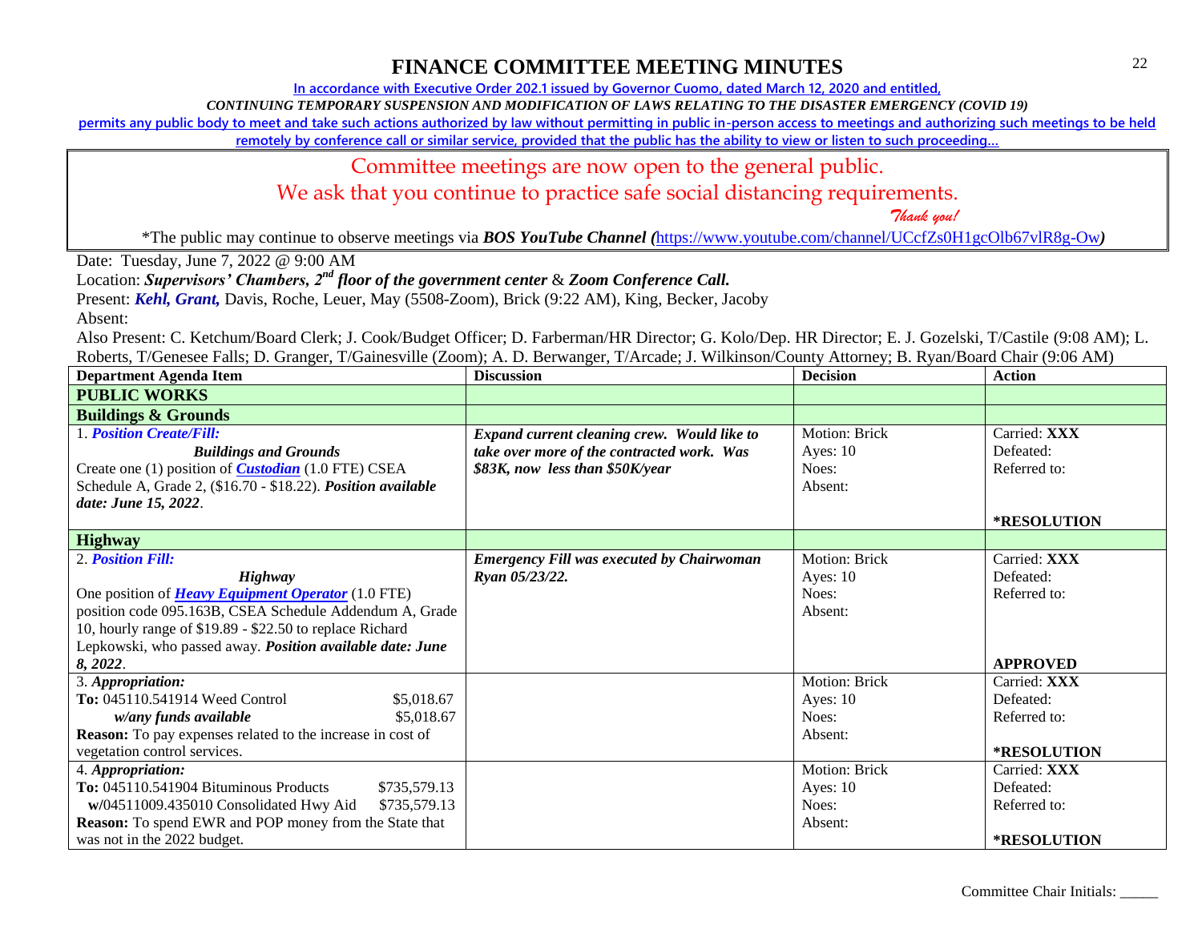# FINANCE COMMITTEE MEETING MINUTES

In accordance with Executive Order 202.1 issued by Governor Cuomo, dated March 12, 2020 and entitled,

*CONTINUING TEMPORARY SUSPENSION AND MODIFICATION OF LAWS RELATING TO THE DISASTER EMERGENCY (COVID 19)*

permits any public body to meet and take such actions authorized by law without permitting in public in-person access to meetings and authorizing such meetings to be held remotely by conference call or similar service, provided that the public has the ability to view or listen to such proceeding…

Committee meetings are now open to the general public.

We ask that you continue to practice safe social distancing requirements.

*Thank you!*

*The public may continue to observe meetings via ***BOS YouTube Channel (**https://www.youtube.com/channel/UCcfZs0H1gcOlb67vlR8g-Ow**)**

Date: Tuesday, June 7, 2022 @ 9:00 AM

Location: ***Supervisors' Chambers, 2nd floor of the government center*** & ***Zoom Conference Call.***

Present: ***Kehl, Grant,*** Davis, Roche, Leuer, May (5508-Zoom), Brick (9:22 AM), King, Becker, Jacoby

Absent:

Also Present: C. Ketchum/Board Clerk; J. Cook/Budget Officer; D. Farberman/HR Director; G. Kolo/Dep. HR Director; E. J. Gozelski, T/Castile (9:08 AM); L. Roberts, T/Genesee Falls; D. Granger, T/Gainesville (Zoom); A. D. Berwanger, T/Arcade; J. Wilkinson/County Attorney; B. Ryan/Board Chair (9:06 AM)

| Department Agenda Item | Discussion | Decision | Action |
|---|---|---|---|
| **PUBLIC WORKS** | | | |
| **Buildings & Grounds** | | | |
| 1. ***Position Create/Fill:*** ***Buildings and Grounds*** Create one (1) position of ***Custodian*** (1.0 FTE) CSEA Schedule A, Grade 2, ($16.70 - $18.22). ***Position available date: June 15, 2022***. | ***Expand current cleaning crew. Would like to take over more of the contracted work. Was $83K, now less than $50K/year*** | Motion: Brick<br>Ayes: 10<br>Noes:<br>Absent: | Carried: **XXX**<br>Defeated:<br>Referred to:<br>**\*RESOLUTION** |
| **Highway** | | | |
| 2. ***Position Fill:*** ***Highway*** One position of ***Heavy Equipment Operator*** (1.0 FTE) position code 095.163B, CSEA Schedule Addendum A, Grade 10, hourly range of $19.89 - $22.50 to replace Richard Lepkowski, who passed away. ***Position available date: June 8, 2022***. | ***Emergency Fill was executed by Chairwoman Ryan 05/23/22.*** | Motion: Brick<br>Ayes: 10<br>Noes:<br>Absent: | Carried: **XXX**<br>Defeated:<br>Referred to:<br>**APPROVED** |
| 3. ***Appropriation:*** **To:** 045110.541914 Weed Control $5,018.67 ***w/any funds available*** $5,018.67 **Reason:** To pay expenses related to the increase in cost of vegetation control services. | | Motion: Brick<br>Ayes: 10<br>Noes:<br>Absent: | Carried: **XXX**<br>Defeated:<br>Referred to:<br>**\*RESOLUTION** |
| 4. ***Appropriation:*** **To:** 045110.541904 Bituminous Products $735,579.13 **w/**04511009.435010 Consolidated Hwy Aid $735,579.13 **Reason:** To spend EWR and POP money from the State that was not in the 2022 budget. | | Motion: Brick<br>Ayes: 10<br>Noes:<br>Absent: | Carried: **XXX**<br>Defeated:<br>Referred to:<br>**\*RESOLUTION** |

Committee Chair Initials: _____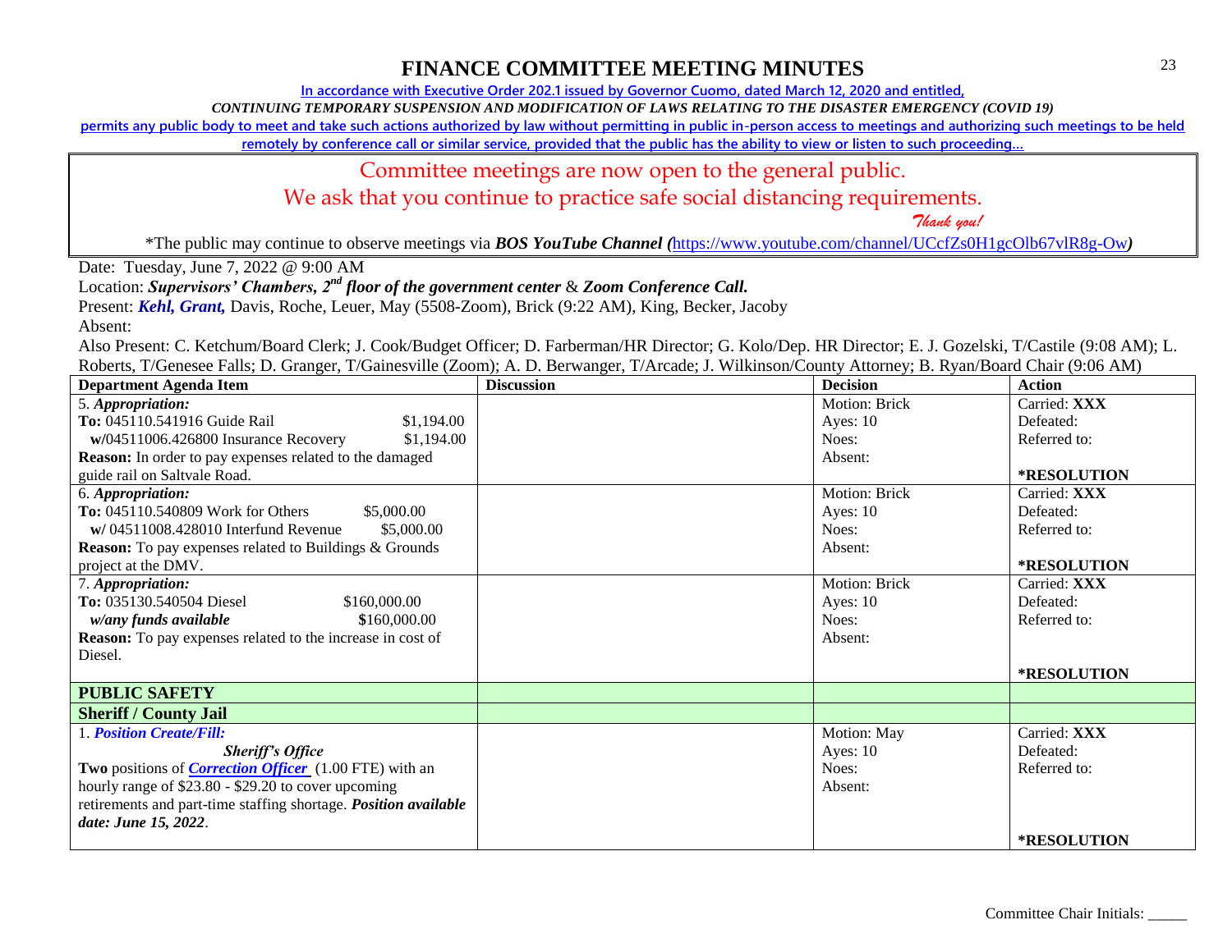# FINANCE COMMITTEE MEETING MINUTES

In accordance with Executive Order 202.1 issued by Governor Cuomo, dated March 12, 2020 and entitled,

*CONTINUING TEMPORARY SUSPENSION AND MODIFICATION OF LAWS RELATING TO THE DISASTER EMERGENCY (COVID 19)*

permits any public body to meet and take such actions authorized by law without permitting in public in-person access to meetings and authorizing such meetings to be held remotely by conference call or similar service, provided that the public has the ability to view or listen to such proceeding…

Committee meetings are now open to the general public.

We ask that you continue to practice safe social distancing requirements.

*Thank you!*

*The public may continue to observe meetings via ***BOS YouTube Channel*** (https://www.youtube.com/channel/UCcfZs0H1gcOlb67vlR8g-Ow)

Date: Tuesday, June 7, 2022 @ 9:00 AM

Location: ***Supervisors' Chambers, 2nd floor of the government center*** & ***Zoom Conference Call.***

Present: ***Kehl, Grant,*** Davis, Roche, Leuer, May (5508-Zoom), Brick (9:22 AM), King, Becker, Jacoby

Absent:

Also Present: C. Ketchum/Board Clerk; J. Cook/Budget Officer; D. Farberman/HR Director; G. Kolo/Dep. HR Director; E. J. Gozelski, T/Castile (9:08 AM); L. Roberts, T/Genesee Falls; D. Granger, T/Gainesville (Zoom); A. D. Berwanger, T/Arcade; J. Wilkinson/County Attorney; B. Ryan/Board Chair (9:06 AM)

| Department Agenda Item | Discussion | Decision | Action |
|---|---|---|---|
| 5. ***Appropriation:***<br>**To:** 045110.541916 Guide Rail $1,194.00<br>**w/**04511006.426800 Insurance Recovery $1,194.00<br>**Reason:** In order to pay expenses related to the damaged guide rail on Saltvale Road. | | Motion: Brick<br>Ayes: 10<br>Noes:<br>Absent: | Carried: **XXX**<br>Defeated:<br>Referred to:<br>**\*RESOLUTION** |
| 6. ***Appropriation:***<br>**To:** 045110.540809 Work for Others $5,000.00<br>**w/** 04511008.428010 Interfund Revenue $5,000.00<br>**Reason:** To pay expenses related to Buildings & Grounds project at the DMV. | | Motion: Brick<br>Ayes: 10<br>Noes:<br>Absent: | Carried: **XXX**<br>Defeated:<br>Referred to:<br>**\*RESOLUTION** |
| 7. ***Appropriation:***<br>**To:** 035130.540504 Diesel $160,000.00<br>***w/any funds available*** $160,000.00<br>**Reason:** To pay expenses related to the increase in cost of Diesel. | | Motion: Brick<br>Ayes: 10<br>Noes:<br>Absent: | Carried: **XXX**<br>Defeated:<br>Referred to:<br>**\*RESOLUTION** |
| **PUBLIC SAFETY** | | | |
| **Sheriff / County Jail** | | | |
| 1. ***Position Create/Fill:***<br>***Sheriff's Office***<br>**Two** positions of ***Correction Officer*** (1.00 FTE) with an hourly range of $23.80 - $29.20 to cover upcoming retirements and part-time staffing shortage. ***Position available date: June 15, 2022***. | | Motion: May<br>Ayes: 10<br>Noes:<br>Absent: | Carried: **XXX**<br>Defeated:<br>Referred to:<br>**\*RESOLUTION** |

Committee Chair Initials: _____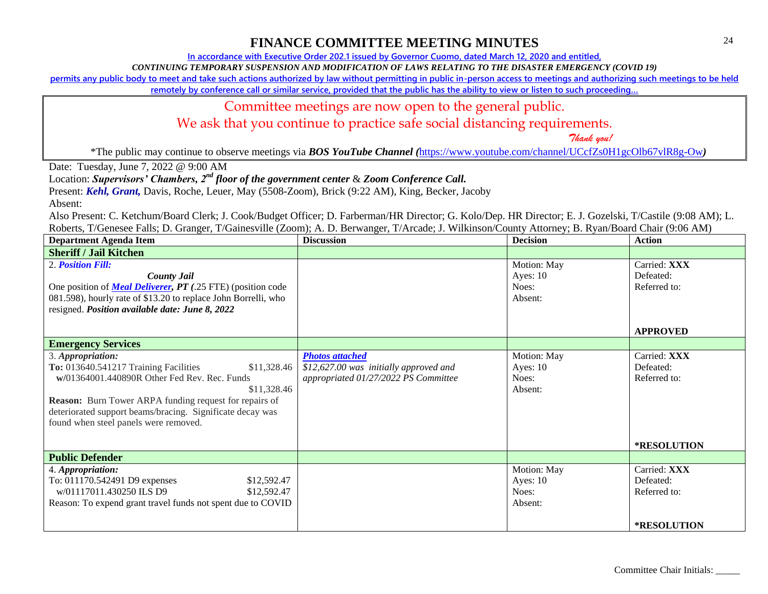# FINANCE COMMITTEE MEETING MINUTES

**In accordance with Executive Order 202.1 issued by Governor Cuomo, dated March 12, 2020 and entitled,**

***CONTINUING TEMPORARY SUSPENSION AND MODIFICATION OF LAWS RELATING TO THE DISASTER EMERGENCY (COVID 19)***

**permits any public body to meet and take such actions authorized by law without permitting in public in-person access to meetings and authorizing such meetings to be held remotely by conference call or similar service, provided that the public has the ability to view or listen to such proceeding…**

Committee meetings are now open to the general public.

We ask that you continue to practice safe social distancing requirements.

*Thank you!*

*The public may continue to observe meetings via ***BOS YouTube Channel (***https://www.youtube.com/channel/UCcfZs0H1gcOlb67vlR8g-Ow***)***

Date: Tuesday, June 7, 2022 @ 9:00 AM

Location: ***Supervisors' Chambers, 2nd floor of the government center*** & ***Zoom Conference Call.***

Present: ***Kehl, Grant,*** Davis, Roche, Leuer, May (5508-Zoom), Brick (9:22 AM), King, Becker, Jacoby

Absent:

Also Present: C. Ketchum/Board Clerk; J. Cook/Budget Officer; D. Farberman/HR Director; G. Kolo/Dep. HR Director; E. J. Gozelski, T/Castile (9:08 AM); L. Roberts, T/Genesee Falls; D. Granger, T/Gainesville (Zoom); A. D. Berwanger, T/Arcade; J. Wilkinson/County Attorney; B. Ryan/Board Chair (9:06 AM)

| Department Agenda Item | Discussion | Decision | Action |
|---|---|---|---|
| **Sheriff / Jail Kitchen** | | | |
| 2. ***Position Fill:*** <br> ***County Jail*** <br> One position of ***Meal Deliverer, PT (***.25 FTE) (position code 081.598), hourly rate of $13.20 to replace John Borrelli, who resigned. ***Position available date: June 8, 2022*** | | Motion: May <br> Ayes: 10 <br> Noes: <br> Absent: | Carried: **XXX** <br> Defeated: <br> Referred to: <br><br> **APPROVED** |
| **Emergency Services** | | | |
| 3. ***Appropriation:*** <br> **To:** 013640.541217 Training Facilities $11,328.46 <br> **w/**01364001.440890R Other Fed Rev. Rec. Funds $11,328.46 <br> **Reason:** Burn Tower ARPA funding request for repairs of deteriorated support beams/bracing. Significate decay was found when steel panels were removed. | ***Photos attached*** <br> *$12,627.00 was initially approved and appropriated 01/27/2022 PS Committee* | Motion: May <br> Ayes: 10 <br> Noes: <br> Absent: | Carried: **XXX** <br> Defeated: <br> Referred to: <br><br> ***RESOLUTION** |
| **Public Defender** | | | |
| 4. ***Appropriation:*** <br> To: 011170.542491 D9 expenses $12,592.47 <br> w/01117011.430250 ILS D9 $12,592.47 <br> Reason: To expend grant travel funds not spent due to COVID | | Motion: May <br> Ayes: 10 <br> Noes: <br> Absent: | Carried: **XXX** <br> Defeated: <br> Referred to: <br><br> ***RESOLUTION** |

Committee Chair Initials: _____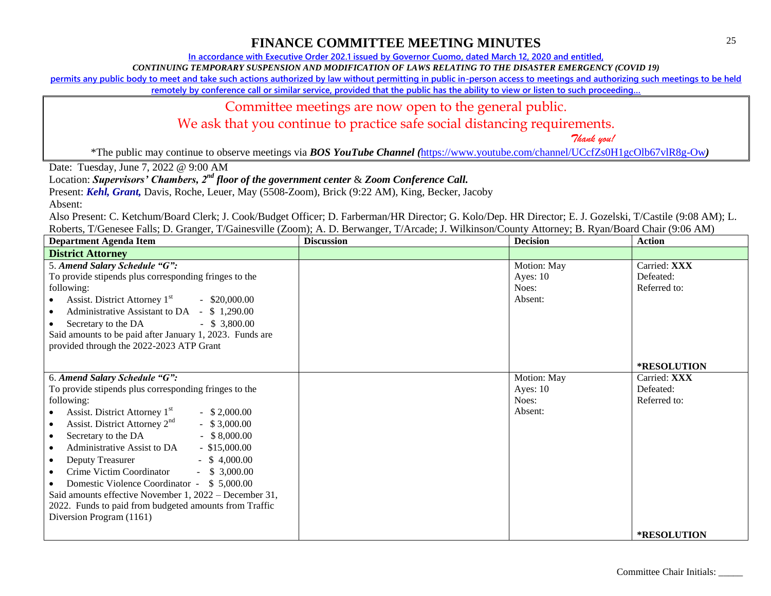# FINANCE COMMITTEE MEETING MINUTES

In accordance with Executive Order 202.1 issued by Governor Cuomo, dated March 12, 2020 and entitled,

*CONTINUING TEMPORARY SUSPENSION AND MODIFICATION OF LAWS RELATING TO THE DISASTER EMERGENCY (COVID 19)*

permits any public body to meet and take such actions authorized by law without permitting in public in-person access to meetings and authorizing such meetings to be held remotely by conference call or similar service, provided that the public has the ability to view or listen to such proceeding…

Committee meetings are now open to the general public.

We ask that you continue to practice safe social distancing requirements.

*Thank you!*

*The public may continue to observe meetings via ***BOS YouTube Channel (***https://www.youtube.com/channel/UCcfZs0H1gcOlb67vlR8g-Ow***)***

Date: Tuesday, June 7, 2022 @ 9:00 AM

Location: ***Supervisors' Chambers, 2nd floor of the government center*** & ***Zoom Conference Call.***

Present: ***Kehl, Grant,*** Davis, Roche, Leuer, May (5508-Zoom), Brick (9:22 AM), King, Becker, Jacoby

Absent:

Also Present: C. Ketchum/Board Clerk; J. Cook/Budget Officer; D. Farberman/HR Director; G. Kolo/Dep. HR Director; E. J. Gozelski, T/Castile (9:08 AM); L. Roberts, T/Genesee Falls; D. Granger, T/Gainesville (Zoom); A. D. Berwanger, T/Arcade; J. Wilkinson/County Attorney; B. Ryan/Board Chair (9:06 AM)

| Department Agenda Item | Discussion | Decision | Action |
|---|---|---|---|
| **District Attorney** | | | |
| 5. ***Amend Salary Schedule "G":*** To provide stipends plus corresponding fringes to the following: <br>• Assist. District Attorney 1st - $20,000.00 <br>• Administrative Assistant to DA - $ 1,290.00 <br>• Secretary to the DA - $ 3,800.00 <br>Said amounts to be paid after January 1, 2023. Funds are provided through the 2022-2023 ATP Grant | | Motion: May <br>Ayes: 10 <br>Noes: <br>Absent: | Carried: **XXX** <br>Defeated: <br>Referred to: <br><br>***RESOLUTION** |
| 6. ***Amend Salary Schedule "G":*** To provide stipends plus corresponding fringes to the following: <br>• Assist. District Attorney 1st - $ 2,000.00 <br>• Assist. District Attorney 2nd - $ 3,000.00 <br>• Secretary to the DA - $ 8,000.00 <br>• Administrative Assist to DA - $15,000.00 <br>• Deputy Treasurer - $ 4,000.00 <br>• Crime Victim Coordinator - $ 3,000.00 <br>• Domestic Violence Coordinator - $ 5,000.00 <br>Said amounts effective November 1, 2022 – December 31, 2022. Funds to paid from budgeted amounts from Traffic Diversion Program (1161) | | Motion: May <br>Ayes: 10 <br>Noes: <br>Absent: | Carried: **XXX** <br>Defeated: <br>Referred to: <br><br>***RESOLUTION** |

Committee Chair Initials: _____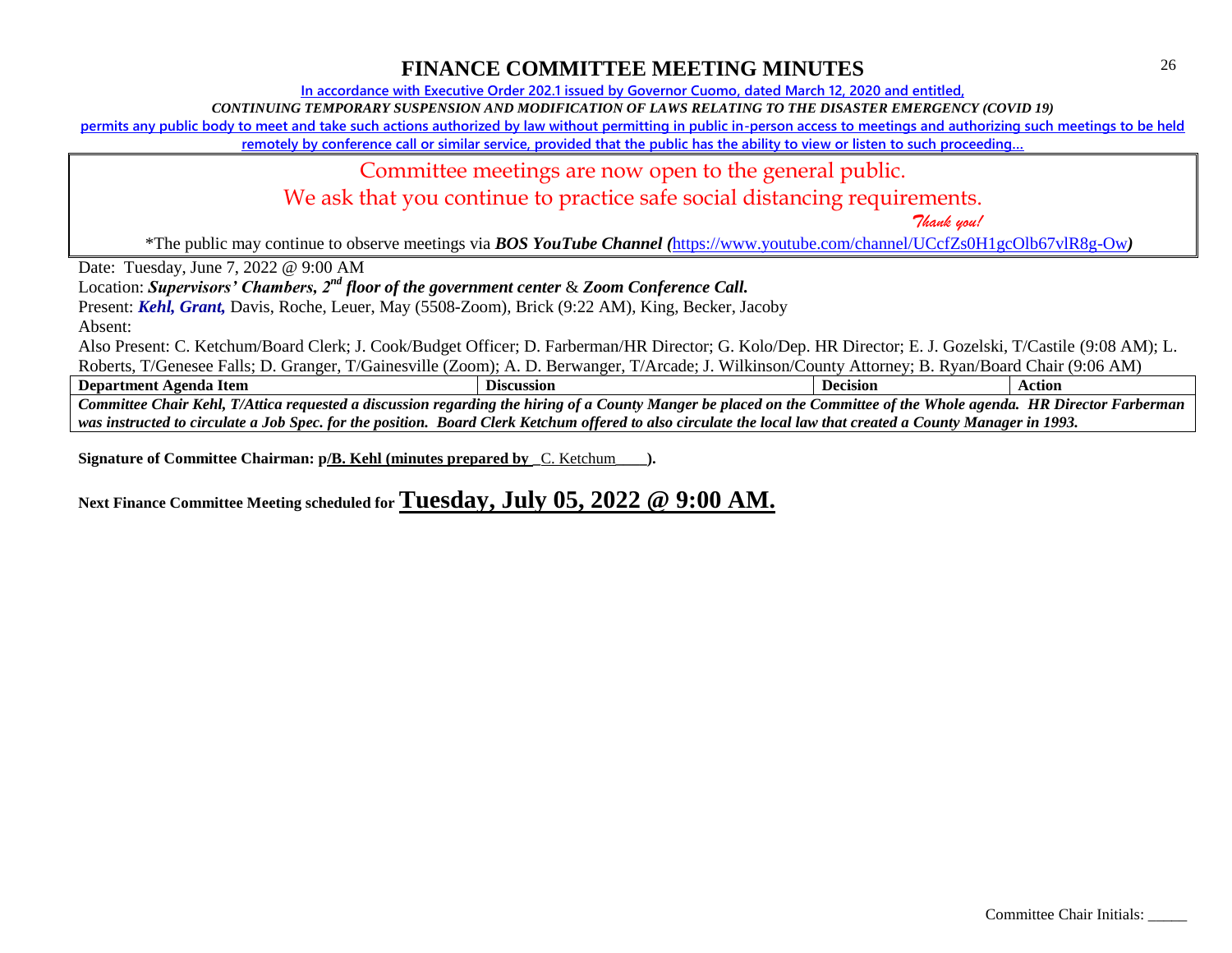# FINANCE COMMITTEE MEETING MINUTES

**In accordance with Executive Order 202.1 issued by Governor Cuomo, dated March 12, 2020 and entitled,**

***CONTINUING TEMPORARY SUSPENSION AND MODIFICATION OF LAWS RELATING TO THE DISASTER EMERGENCY (COVID 19)***

**permits any public body to meet and take such actions authorized by law without permitting in public in-person access to meetings and authorizing such meetings to be held remotely by conference call or similar service, provided that the public has the ability to view or listen to such proceeding…**

Committee meetings are now open to the general public.

We ask that you continue to practice safe social distancing requirements.

*Thank you!*

*The public may continue to observe meetings via ***BOS YouTube Channel (***https://www.youtube.com/channel/UCcfZs0H1gcOlb67vlR8g-Ow***)***

Date: Tuesday, June 7, 2022 @ 9:00 AM

Location: ***Supervisors' Chambers, 2nd floor of the government center*** & ***Zoom Conference Call.***

Present: ***Kehl, Grant,*** Davis, Roche, Leuer, May (5508-Zoom), Brick (9:22 AM), King, Becker, Jacoby

Absent:

Also Present: C. Ketchum/Board Clerk; J. Cook/Budget Officer; D. Farberman/HR Director; G. Kolo/Dep. HR Director; E. J. Gozelski, T/Castile (9:08 AM); L. Roberts, T/Genesee Falls; D. Granger, T/Gainesville (Zoom); A. D. Berwanger, T/Arcade; J. Wilkinson/County Attorney; B. Ryan/Board Chair (9:06 AM)

| Department Agenda Item | Discussion | Decision | Action |
|---|---|---|---|
| ***Committee Chair Kehl, T/Attica requested a discussion regarding the hiring of a County Manger be placed on the Committee of the Whole agenda. HR Director Farberman was instructed to circulate a Job Spec. for the position. Board Clerk Ketchum offered to also circulate the local law that created a County Manager in 1993.*** | | | |

**Signature of Committee Chairman: p/B. Kehl (minutes prepared by _C. Ketchum____).**

**Next Finance Committee Meeting scheduled for Tuesday, July 05, 2022 @ 9:00 AM.**

Committee Chair Initials: _____